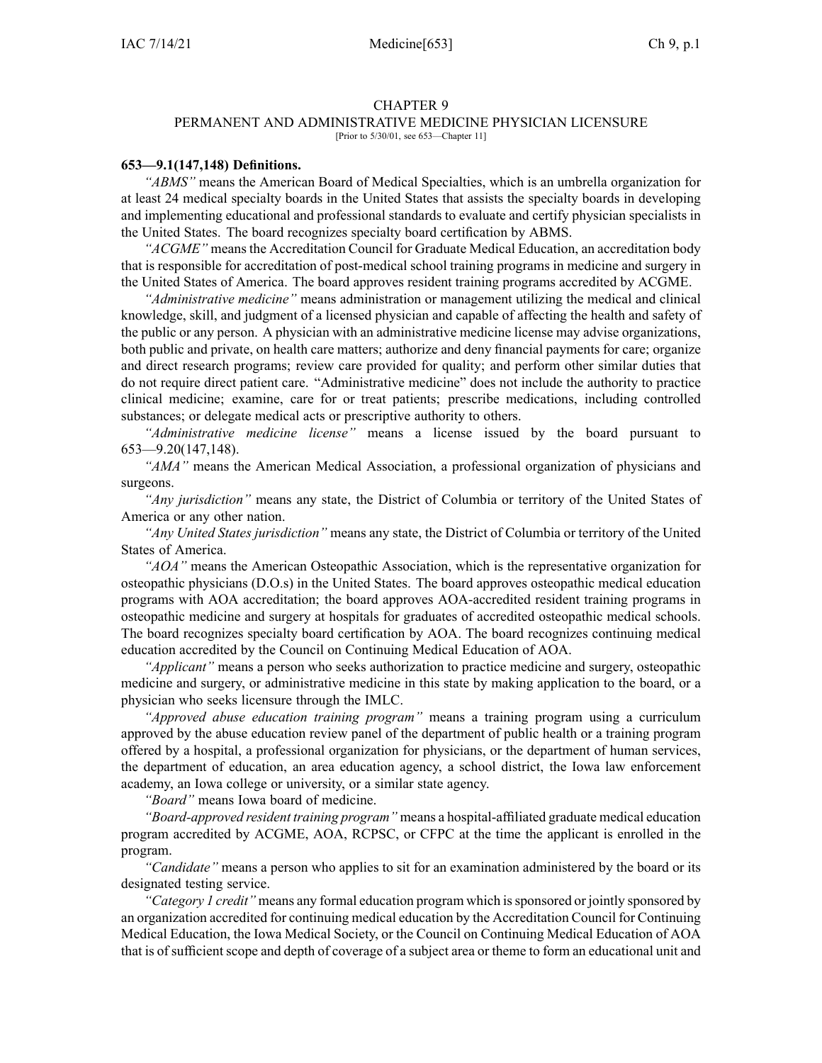# CHAPTER 9

## PERMANENT AND ADMINISTRATIVE MEDICINE PHYSICIAN LICENSURE

[Prior to 5/30/01, see 653—Chapter 11]

**653—9.1(147,148) Definitions.**

*"ABMS"* means the American Board of Medical Specialties, which is an umbrella organization for at least 24 medical specialty boards in the United States that assists the specialty boards in developing and implementing educational and professional standards to evaluate and certify physician specialists in the United States. The board recognizes specialty board certification by ABMS.

*"ACGME"* means the Accreditation Council for Graduate Medical Education, an accreditation body that is responsible for accreditation of post-medical school training programs in medicine and surgery in the United States of America. The board approves resident training programs accredited by ACGME.

*"Administrative medicine"* means administration or management utilizing the medical and clinical knowledge, skill, and judgment of a licensed physician and capable of affecting the health and safety of the public or any person. A physician with an administrative medicine license may advise organizations, both public and private, on health care matters; authorize and deny financial payments for care; organize and direct research programs; review care provided for quality; and perform other similar duties that do not require direct patient care. "Administrative medicine" does not include the authority to practice clinical medicine; examine, care for or treat patients; prescribe medications, including controlled substances; or delegate medical acts or prescriptive authority to others.

*"Administrative medicine license"* means a license issued by the board pursuant to 653—9.20(147,148).

*"AMA"* means the American Medical Association, a professional organization of physicians and surgeons.

*"Any jurisdiction"* means any state, the District of Columbia or territory of the United States of America or any other nation.

*"Any United States jurisdiction"* means any state, the District of Columbia or territory of the United States of America.

*"AOA"* means the American Osteopathic Association, which is the representative organization for osteopathic physicians (D.O.s) in the United States. The board approves osteopathic medical education programs with AOA accreditation; the board approves AOA-accredited resident training programs in osteopathic medicine and surgery at hospitals for graduates of accredited osteopathic medical schools. The board recognizes specialty board certification by AOA. The board recognizes continuing medical education accredited by the Council on Continuing Medical Education of AOA.

*"Applicant"* means a person who seeks authorization to practice medicine and surgery, osteopathic medicine and surgery, or administrative medicine in this state by making application to the board, or a physician who seeks licensure through the IMLC.

*"Approved abuse education training program"* means a training program using a curriculum approved by the abuse education review panel of the department of public health or a training program offered by a hospital, a professional organization for physicians, or the department of human services, the department of education, an area education agency, a school district, the Iowa law enforcement academy, an Iowa college or university, or a similar state agency.

*"Board"* means Iowa board of medicine.

*"Board-approved resident training program"* means a hospital-affiliated graduate medical education program accredited by ACGME, AOA, RCPSC, or CFPC at the time the applicant is enrolled in the program.

*"Candidate"* means a person who applies to sit for an examination administered by the board or its designated testing service.

*"Category 1 credit"* means any formal education program which is sponsored or jointly sponsored by an organization accredited for continuing medical education by the Accreditation Council for Continuing Medical Education, the Iowa Medical Society, or the Council on Continuing Medical Education of AOA that is of sufficient scope and depth of coverage of a subject area or theme to form an educational unit and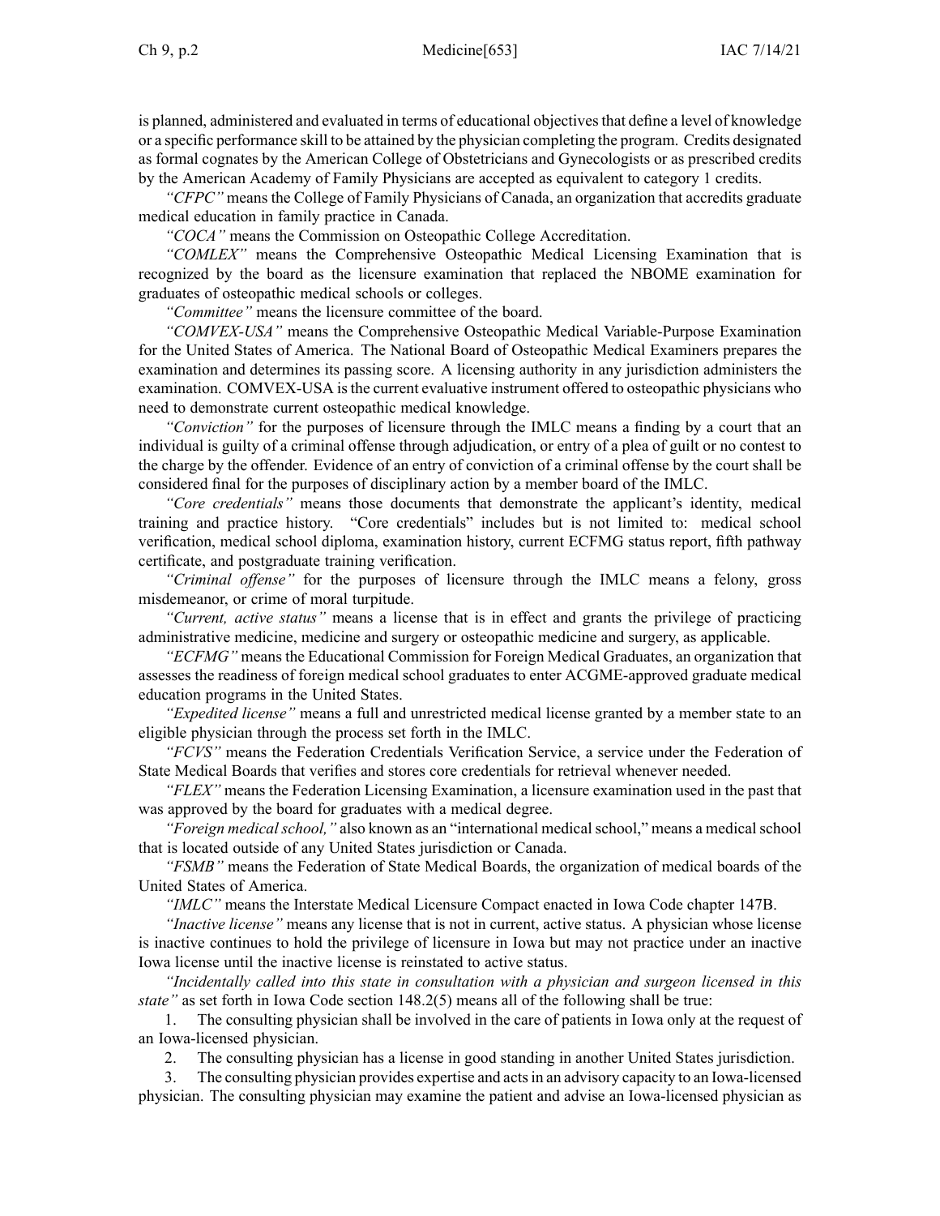is planned, administered and evaluated in terms of educational objectives that define a level of knowledge or a specific performance skill to be attained by the physician completing the program. Credits designated as formal cognates by the American College of Obstetricians and Gynecologists or as prescribed credits by the American Academy of Family Physicians are accepted as equivalent to category 1 credits.

*"CFPC"* means the College of Family Physicians of Canada, an organization that accredits graduate medical education in family practice in Canada.

*"COCA"* means the Commission on Osteopathic College Accreditation.

*"COMLEX"* means the Comprehensive Osteopathic Medical Licensing Examination that is recognized by the board as the licensure examination that replaced the NBOME examination for graduates of osteopathic medical schools or colleges.

*"Committee"* means the licensure committee of the board.

*"COMVEX-USA"* means the Comprehensive Osteopathic Medical Variable-Purpose Examination for the United States of America. The National Board of Osteopathic Medical Examiners prepares the examination and determines its passing score. A licensing authority in any jurisdiction administers the examination. COMVEX-USA is the current evaluative instrument offered to osteopathic physicians who need to demonstrate current osteopathic medical knowledge.

*"Conviction"* for the purposes of licensure through the IMLC means a finding by a court that an individual is guilty of a criminal offense through adjudication, or entry of a plea of guilt or no contest to the charge by the offender. Evidence of an entry of conviction of a criminal offense by the court shall be considered final for the purposes of disciplinary action by a member board of the IMLC.

*"Core credentials"* means those documents that demonstrate the applicant's identity, medical training and practice history. "Core credentials" includes but is not limited to: medical school verification, medical school diploma, examination history, current ECFMG status report, fifth pathway certificate, and postgraduate training verification.

*"Criminal offense"* for the purposes of licensure through the IMLC means a felony, gross misdemeanor, or crime of moral turpitude.

*"Current, active status"* means a license that is in effect and grants the privilege of practicing administrative medicine, medicine and surgery or osteopathic medicine and surgery, as applicable.

*"ECFMG"* means the Educational Commission for Foreign Medical Graduates, an organization that assesses the readiness of foreign medical school graduates to enter ACGME-approved graduate medical education programs in the United States.

*"Expedited license"* means a full and unrestricted medical license granted by a member state to an eligible physician through the process set forth in the IMLC.

*"FCVS"* means the Federation Credentials Verification Service, a service under the Federation of State Medical Boards that verifies and stores core credentials for retrieval whenever needed.

*"FLEX"* means the Federation Licensing Examination, a licensure examination used in the past that was approved by the board for graduates with a medical degree.

*"Foreign medical school,"* also known as an "international medical school," means a medical school that is located outside of any United States jurisdiction or Canada.

*"FSMB"* means the Federation of State Medical Boards, the organization of medical boards of the United States of America.

*"IMLC"* means the Interstate Medical Licensure Compact enacted in Iowa Code chapter 147B.

*"Inactive license"* means any license that is not in current, active status. A physician whose license is inactive continues to hold the privilege of licensure in Iowa but may not practice under an inactive Iowa license until the inactive license is reinstated to active status.

*"Incidentally called into this state in consultation with a physician and surgeon licensed in this state"* as set forth in Iowa Code section 148.2(5) means all of the following shall be true:

1. The consulting physician shall be involved in the care of patients in Iowa only at the request of an Iowa-licensed physician.

2. The consulting physician has a license in good standing in another United States jurisdiction.

3. The consulting physician provides expertise and acts in an advisory capacity to an Iowa-licensed physician. The consulting physician may examine the patient and advise an Iowa-licensed physician as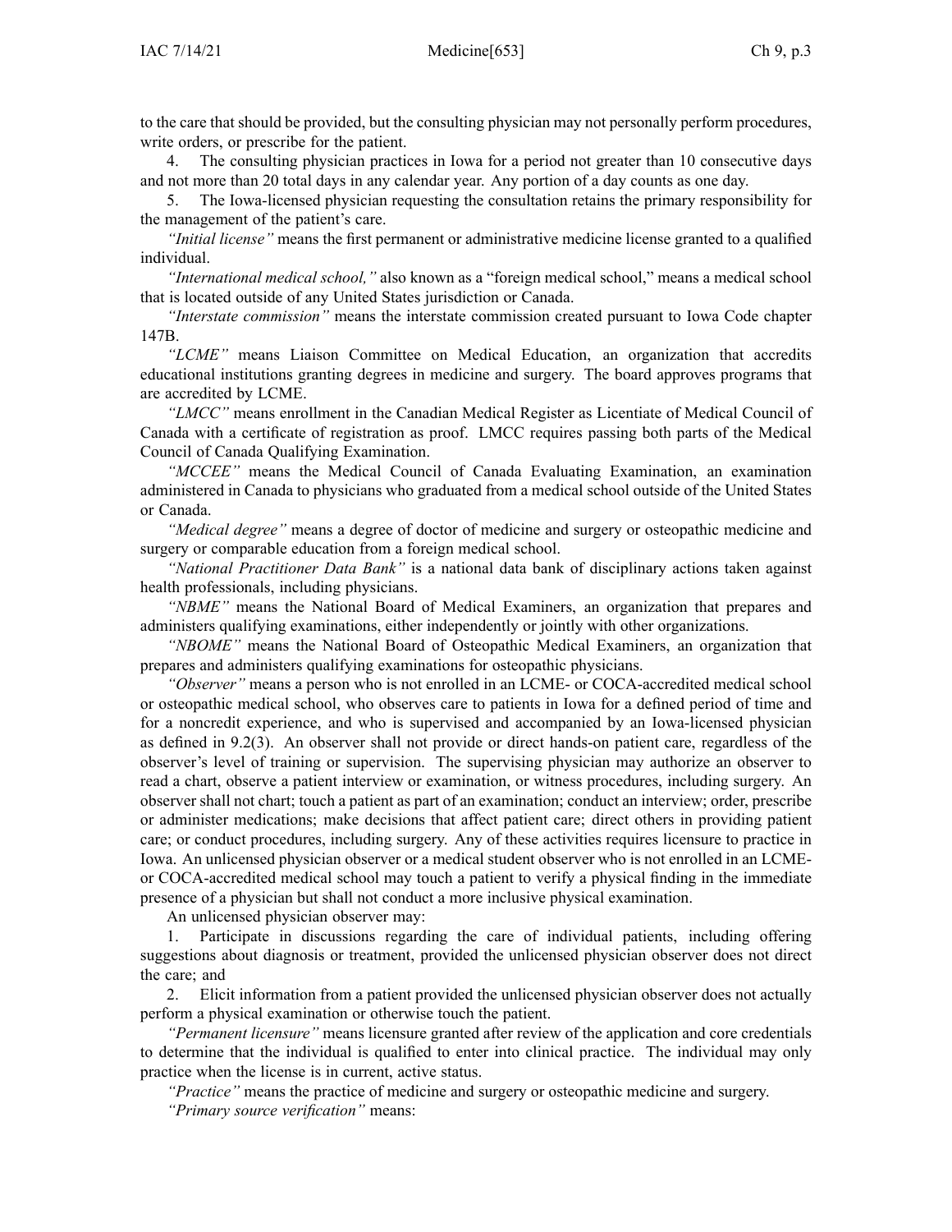to the care that should be provided, but the consulting physician may not personally perform procedures, write orders, or prescribe for the patient.

4. The consulting physician practices in Iowa for a period not greater than 10 consecutive days and not more than 20 total days in any calendar year. Any portion of a day counts as one day.

5. The Iowa-licensed physician requesting the consultation retains the primary responsibility for the management of the patient's care.

*"Initial license"* means the first permanent or administrative medicine license granted to a qualified individual.

*"International medical school,"* also known as a "foreign medical school," means a medical school that is located outside of any United States jurisdiction or Canada.

*"Interstate commission"* means the interstate commission created pursuant to Iowa Code chapter 147B.

*"LCME"* means Liaison Committee on Medical Education, an organization that accredits educational institutions granting degrees in medicine and surgery. The board approves programs that are accredited by LCME.

*"LMCC"* means enrollment in the Canadian Medical Register as Licentiate of Medical Council of Canada with a certificate of registration as proof. LMCC requires passing both parts of the Medical Council of Canada Qualifying Examination.

*"MCCEE"* means the Medical Council of Canada Evaluating Examination, an examination administered in Canada to physicians who graduated from a medical school outside of the United States or Canada.

*"Medical degree"* means a degree of doctor of medicine and surgery or osteopathic medicine and surgery or comparable education from a foreign medical school.

*"National Practitioner Data Bank"* is a national data bank of disciplinary actions taken against health professionals, including physicians.

*"NBME"* means the National Board of Medical Examiners, an organization that prepares and administers qualifying examinations, either independently or jointly with other organizations.

*"NBOME"* means the National Board of Osteopathic Medical Examiners, an organization that prepares and administers qualifying examinations for osteopathic physicians.

*"Observer"* means a person who is not enrolled in an LCME- or COCA-accredited medical school or osteopathic medical school, who observes care to patients in Iowa for a defined period of time and for a noncredit experience, and who is supervised and accompanied by an Iowa-licensed physician as defined in 9.2(3). An observer shall not provide or direct hands-on patient care, regardless of the observer's level of training or supervision. The supervising physician may authorize an observer to read a chart, observe a patient interview or examination, or witness procedures, including surgery. An observer shall not chart; touch a patient as part of an examination; conduct an interview; order, prescribe or administer medications; make decisions that affect patient care; direct others in providing patient care; or conduct procedures, including surgery. Any of these activities requires licensure to practice in Iowa. An unlicensed physician observer or a medical student observer who is not enrolled in an LCME- or COCA-accredited medical school may touch a patient to verify a physical finding in the immediate presence of a physician but shall not conduct a more inclusive physical examination.

An unlicensed physician observer may:

1. Participate in discussions regarding the care of individual patients, including offering suggestions about diagnosis or treatment, provided the unlicensed physician observer does not direct the care; and

2. Elicit information from a patient provided the unlicensed physician observer does not actually perform a physical examination or otherwise touch the patient.

*"Permanent licensure"* means licensure granted after review of the application and core credentials to determine that the individual is qualified to enter into clinical practice. The individual may only practice when the license is in current, active status.

*"Practice"* means the practice of medicine and surgery or osteopathic medicine and surgery.

*"Primary source verification"* means: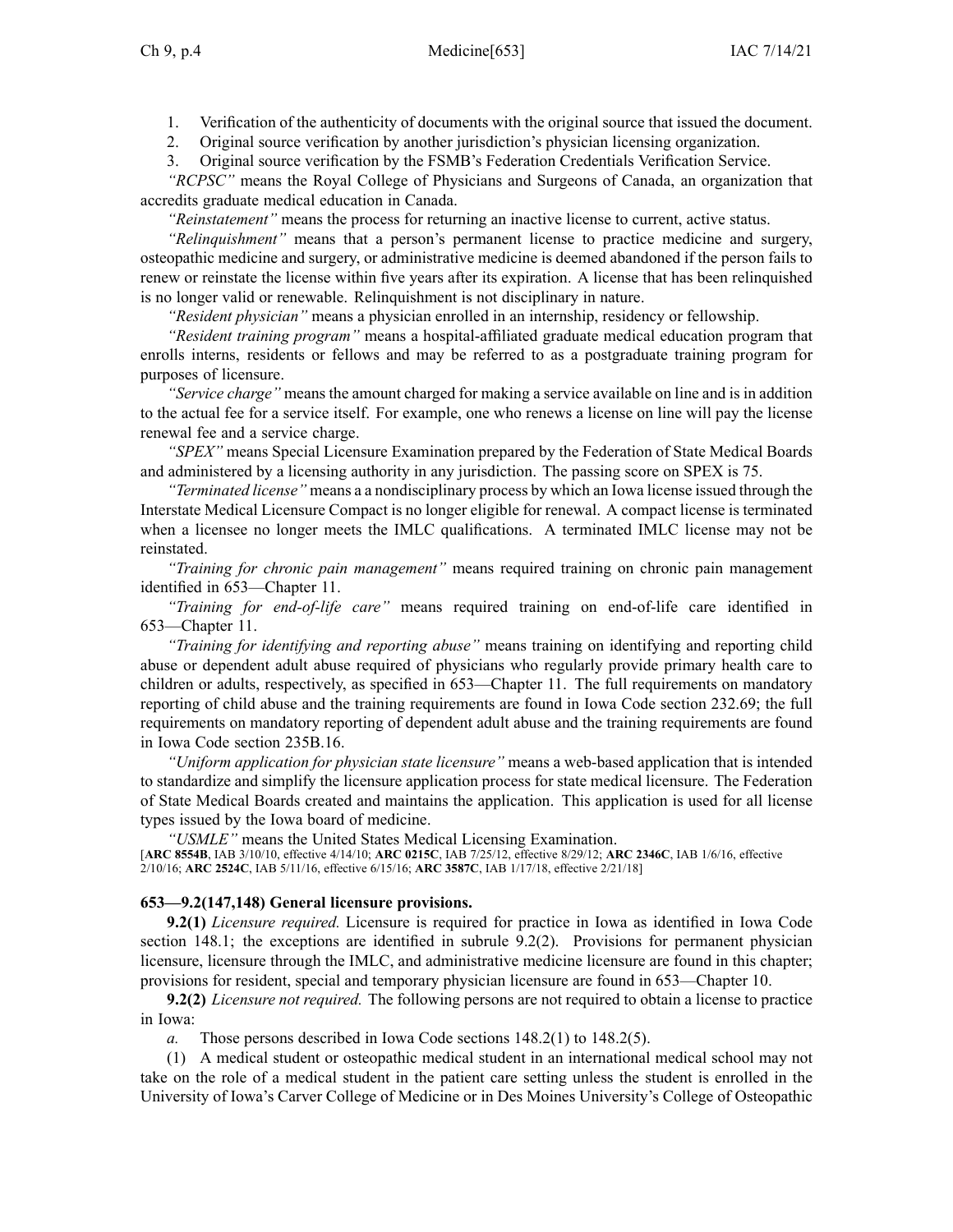1. Verification of the authenticity of documents with the original source that issued the document.
2. Original source verification by another jurisdiction's physician licensing organization.
3. Original source verification by the FSMB's Federation Credentials Verification Service.

*"RCPSC"* means the Royal College of Physicians and Surgeons of Canada, an organization that accredits graduate medical education in Canada.

*"Reinstatement"* means the process for returning an inactive license to current, active status.

*"Relinquishment"* means that a person's permanent license to practice medicine and surgery, osteopathic medicine and surgery, or administrative medicine is deemed abandoned if the person fails to renew or reinstate the license within five years after its expiration. A license that has been relinquished is no longer valid or renewable. Relinquishment is not disciplinary in nature.

*"Resident physician"* means a physician enrolled in an internship, residency or fellowship.

*"Resident training program"* means a hospital-affiliated graduate medical education program that enrolls interns, residents or fellows and may be referred to as a postgraduate training program for purposes of licensure.

*"Service charge"* means the amount charged for making a service available on line and is in addition to the actual fee for a service itself. For example, one who renews a license on line will pay the license renewal fee and a service charge.

*"SPEX"* means Special Licensure Examination prepared by the Federation of State Medical Boards and administered by a licensing authority in any jurisdiction. The passing score on SPEX is 75.

*"Terminated license"* means a a nondisciplinary process by which an Iowa license issued through the Interstate Medical Licensure Compact is no longer eligible for renewal. A compact license is terminated when a licensee no longer meets the IMLC qualifications. A terminated IMLC license may not be reinstated.

*"Training for chronic pain management"* means required training on chronic pain management identified in 653—Chapter 11.

*"Training for end-of-life care"* means required training on end-of-life care identified in 653—Chapter 11.

*"Training for identifying and reporting abuse"* means training on identifying and reporting child abuse or dependent adult abuse required of physicians who regularly provide primary health care to children or adults, respectively, as specified in 653—Chapter 11. The full requirements on mandatory reporting of child abuse and the training requirements are found in Iowa Code section 232.69; the full requirements on mandatory reporting of dependent adult abuse and the training requirements are found in Iowa Code section 235B.16.

*"Uniform application for physician state licensure"* means a web-based application that is intended to standardize and simplify the licensure application process for state medical licensure. The Federation of State Medical Boards created and maintains the application. This application is used for all license types issued by the Iowa board of medicine.

*"USMLE"* means the United States Medical Licensing Examination.

[**ARC 8554B**, IAB 3/10/10, effective 4/14/10; **ARC 0215C**, IAB 7/25/12, effective 8/29/12; **ARC 2346C**, IAB 1/6/16, effective 2/10/16; **ARC 2524C**, IAB 5/11/16, effective 6/15/16; **ARC 3587C**, IAB 1/17/18, effective 2/21/18]

**653—9.2(147,148) General licensure provisions.**

**9.2(1)** *Licensure required.* Licensure is required for practice in Iowa as identified in Iowa Code section 148.1; the exceptions are identified in subrule 9.2(2). Provisions for permanent physician licensure, licensure through the IMLC, and administrative medicine licensure are found in this chapter; provisions for resident, special and temporary physician licensure are found in 653—Chapter 10.

**9.2(2)** *Licensure not required.* The following persons are not required to obtain a license to practice in Iowa:

*a.* Those persons described in Iowa Code sections 148.2(1) to 148.2(5).

(1) A medical student or osteopathic medical student in an international medical school may not take on the role of a medical student in the patient care setting unless the student is enrolled in the University of Iowa's Carver College of Medicine or in Des Moines University's College of Osteopathic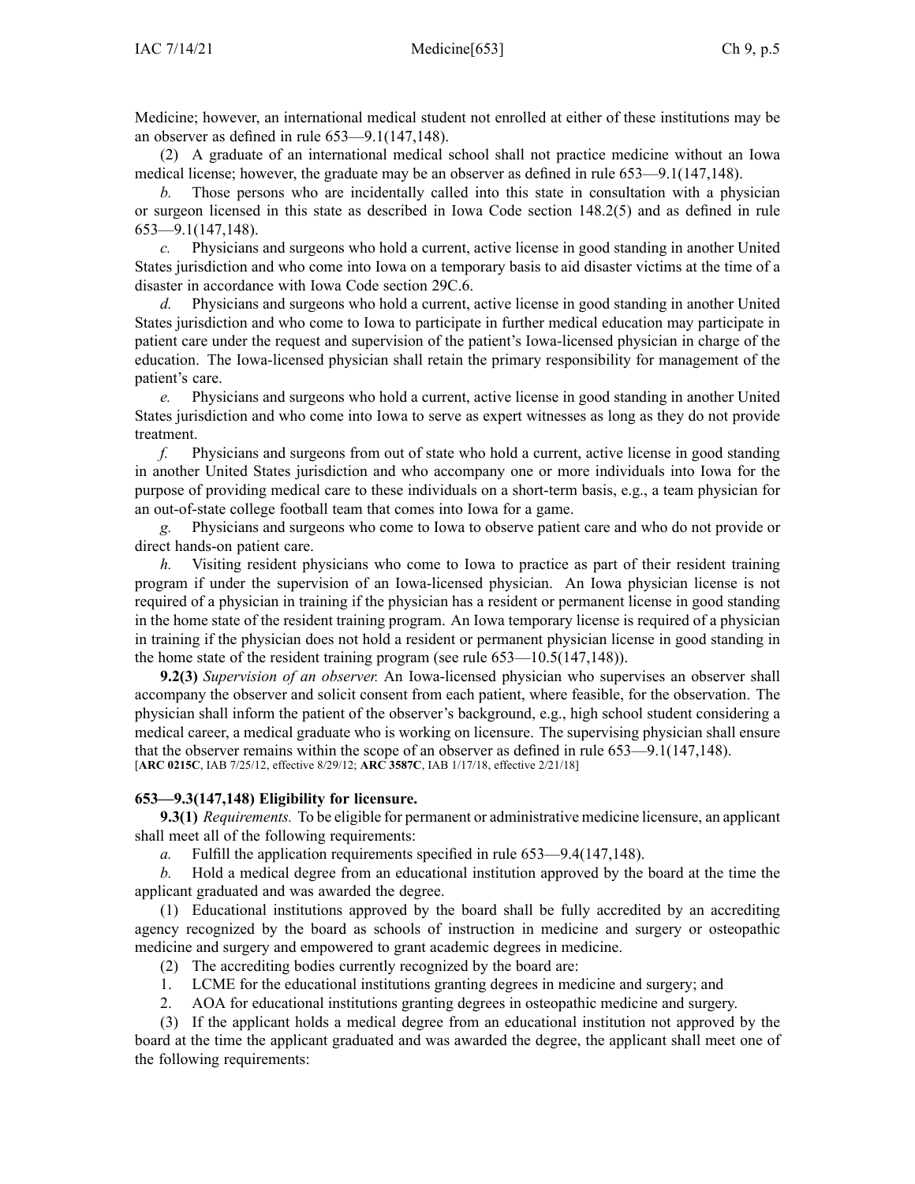Medicine; however, an international medical student not enrolled at either of these institutions may be an observer as defined in rule 653—9.1(147,148).

(2) A graduate of an international medical school shall not practice medicine without an Iowa medical license; however, the graduate may be an observer as defined in rule 653—9.1(147,148).

*b.* Those persons who are incidentally called into this state in consultation with a physician or surgeon licensed in this state as described in Iowa Code section 148.2(5) and as defined in rule 653—9.1(147,148).

*c.* Physicians and surgeons who hold a current, active license in good standing in another United States jurisdiction and who come into Iowa on a temporary basis to aid disaster victims at the time of a disaster in accordance with Iowa Code section 29C.6.

*d.* Physicians and surgeons who hold a current, active license in good standing in another United States jurisdiction and who come to Iowa to participate in further medical education may participate in patient care under the request and supervision of the patient's Iowa-licensed physician in charge of the education. The Iowa-licensed physician shall retain the primary responsibility for management of the patient's care.

*e.* Physicians and surgeons who hold a current, active license in good standing in another United States jurisdiction and who come into Iowa to serve as expert witnesses as long as they do not provide treatment.

*f.* Physicians and surgeons from out of state who hold a current, active license in good standing in another United States jurisdiction and who accompany one or more individuals into Iowa for the purpose of providing medical care to these individuals on a short-term basis, e.g., a team physician for an out-of-state college football team that comes into Iowa for a game.

*g.* Physicians and surgeons who come to Iowa to observe patient care and who do not provide or direct hands-on patient care.

*h.* Visiting resident physicians who come to Iowa to practice as part of their resident training program if under the supervision of an Iowa-licensed physician. An Iowa physician license is not required of a physician in training if the physician has a resident or permanent license in good standing in the home state of the resident training program. An Iowa temporary license is required of a physician in training if the physician does not hold a resident or permanent physician license in good standing in the home state of the resident training program (see rule 653—10.5(147,148)).

**9.2(3)** *Supervision of an observer.* An Iowa-licensed physician who supervises an observer shall accompany the observer and solicit consent from each patient, where feasible, for the observation. The physician shall inform the patient of the observer's background, e.g., high school student considering a medical career, a medical graduate who is working on licensure. The supervising physician shall ensure that the observer remains within the scope of an observer as defined in rule 653—9.1(147,148).
[**ARC 0215C**, IAB 7/25/12, effective 8/29/12; **ARC 3587C**, IAB 1/17/18, effective 2/21/18]

**653—9.3(147,148) Eligibility for licensure.**

**9.3(1)** *Requirements.* To be eligible for permanent or administrative medicine licensure, an applicant shall meet all of the following requirements:

*a.* Fulfill the application requirements specified in rule 653—9.4(147,148).

*b.* Hold a medical degree from an educational institution approved by the board at the time the applicant graduated and was awarded the degree.

(1) Educational institutions approved by the board shall be fully accredited by an accrediting agency recognized by the board as schools of instruction in medicine and surgery or osteopathic medicine and surgery and empowered to grant academic degrees in medicine.

(2) The accrediting bodies currently recognized by the board are:

1. LCME for the educational institutions granting degrees in medicine and surgery; and
2. AOA for educational institutions granting degrees in osteopathic medicine and surgery.

(3) If the applicant holds a medical degree from an educational institution not approved by the board at the time the applicant graduated and was awarded the degree, the applicant shall meet one of the following requirements: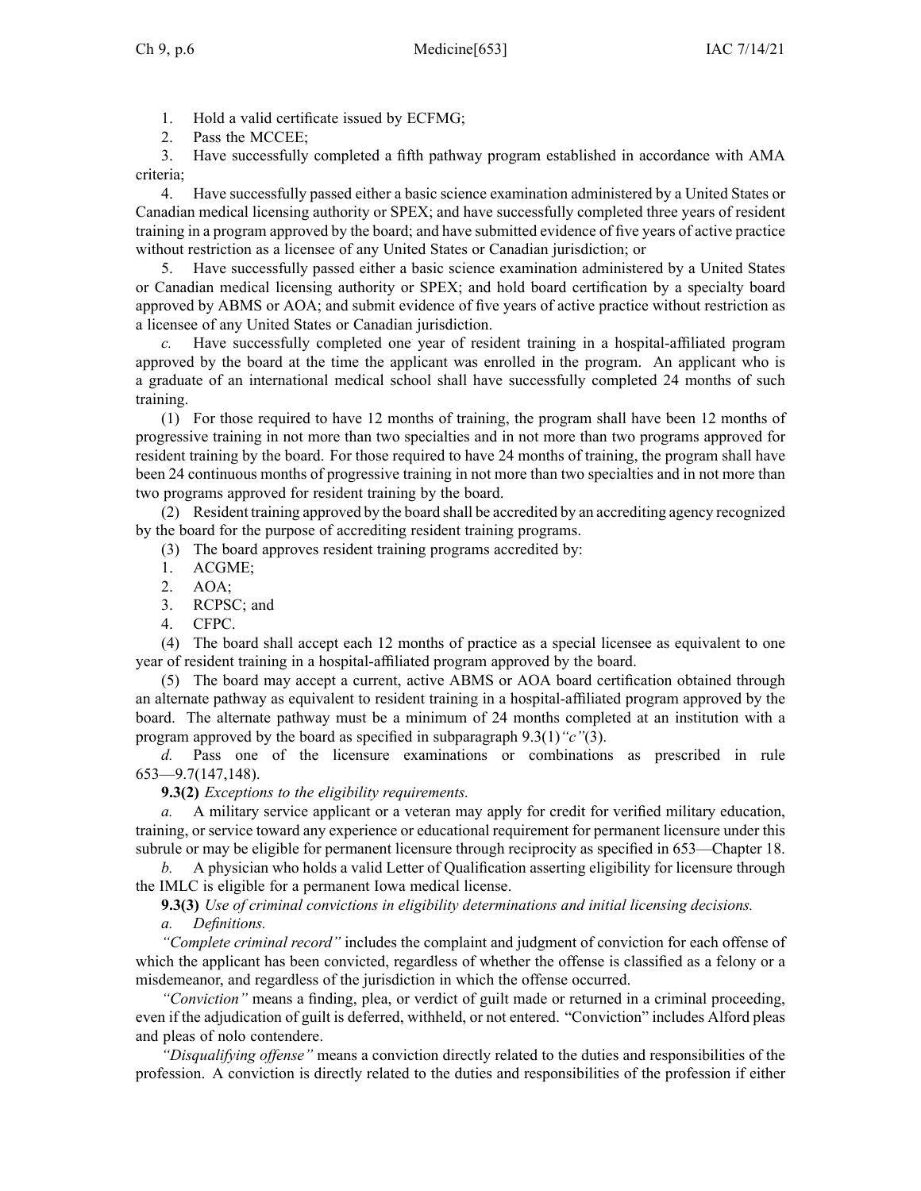1. Hold a valid certificate issued by ECFMG;

2. Pass the MCCEE;

3. Have successfully completed a fifth pathway program established in accordance with AMA criteria;

4. Have successfully passed either a basic science examination administered by a United States or Canadian medical licensing authority or SPEX; and have successfully completed three years of resident training in a program approved by the board; and have submitted evidence of five years of active practice without restriction as a licensee of any United States or Canadian jurisdiction; or

5. Have successfully passed either a basic science examination administered by a United States or Canadian medical licensing authority or SPEX; and hold board certification by a specialty board approved by ABMS or AOA; and submit evidence of five years of active practice without restriction as a licensee of any United States or Canadian jurisdiction.

*c.* Have successfully completed one year of resident training in a hospital-affiliated program approved by the board at the time the applicant was enrolled in the program. An applicant who is a graduate of an international medical school shall have successfully completed 24 months of such training.

(1) For those required to have 12 months of training, the program shall have been 12 months of progressive training in not more than two specialties and in not more than two programs approved for resident training by the board. For those required to have 24 months of training, the program shall have been 24 continuous months of progressive training in not more than two specialties and in not more than two programs approved for resident training by the board.

(2) Resident training approved by the board shall be accredited by an accrediting agency recognized by the board for the purpose of accrediting resident training programs.

(3) The board approves resident training programs accredited by:

1. ACGME;

2. AOA;

3. RCPSC; and

4. CFPC.

(4) The board shall accept each 12 months of practice as a special licensee as equivalent to one year of resident training in a hospital-affiliated program approved by the board.

(5) The board may accept a current, active ABMS or AOA board certification obtained through an alternate pathway as equivalent to resident training in a hospital-affiliated program approved by the board. The alternate pathway must be a minimum of 24 months completed at an institution with a program approved by the board as specified in subparagraph 9.3(1)*"c"*(3).

*d.* Pass one of the licensure examinations or combinations as prescribed in rule 653—9.7(147,148).

**9.3(2)** *Exceptions to the eligibility requirements.*

*a.* A military service applicant or a veteran may apply for credit for verified military education, training, or service toward any experience or educational requirement for permanent licensure under this subrule or may be eligible for permanent licensure through reciprocity as specified in 653—Chapter 18.

*b.* A physician who holds a valid Letter of Qualification asserting eligibility for licensure through the IMLC is eligible for a permanent Iowa medical license.

**9.3(3)** *Use of criminal convictions in eligibility determinations and initial licensing decisions.*

*a. Definitions.*

*"Complete criminal record"* includes the complaint and judgment of conviction for each offense of which the applicant has been convicted, regardless of whether the offense is classified as a felony or a misdemeanor, and regardless of the jurisdiction in which the offense occurred.

*"Conviction"* means a finding, plea, or verdict of guilt made or returned in a criminal proceeding, even if the adjudication of guilt is deferred, withheld, or not entered. "Conviction" includes Alford pleas and pleas of nolo contendere.

*"Disqualifying offense"* means a conviction directly related to the duties and responsibilities of the profession. A conviction is directly related to the duties and responsibilities of the profession if either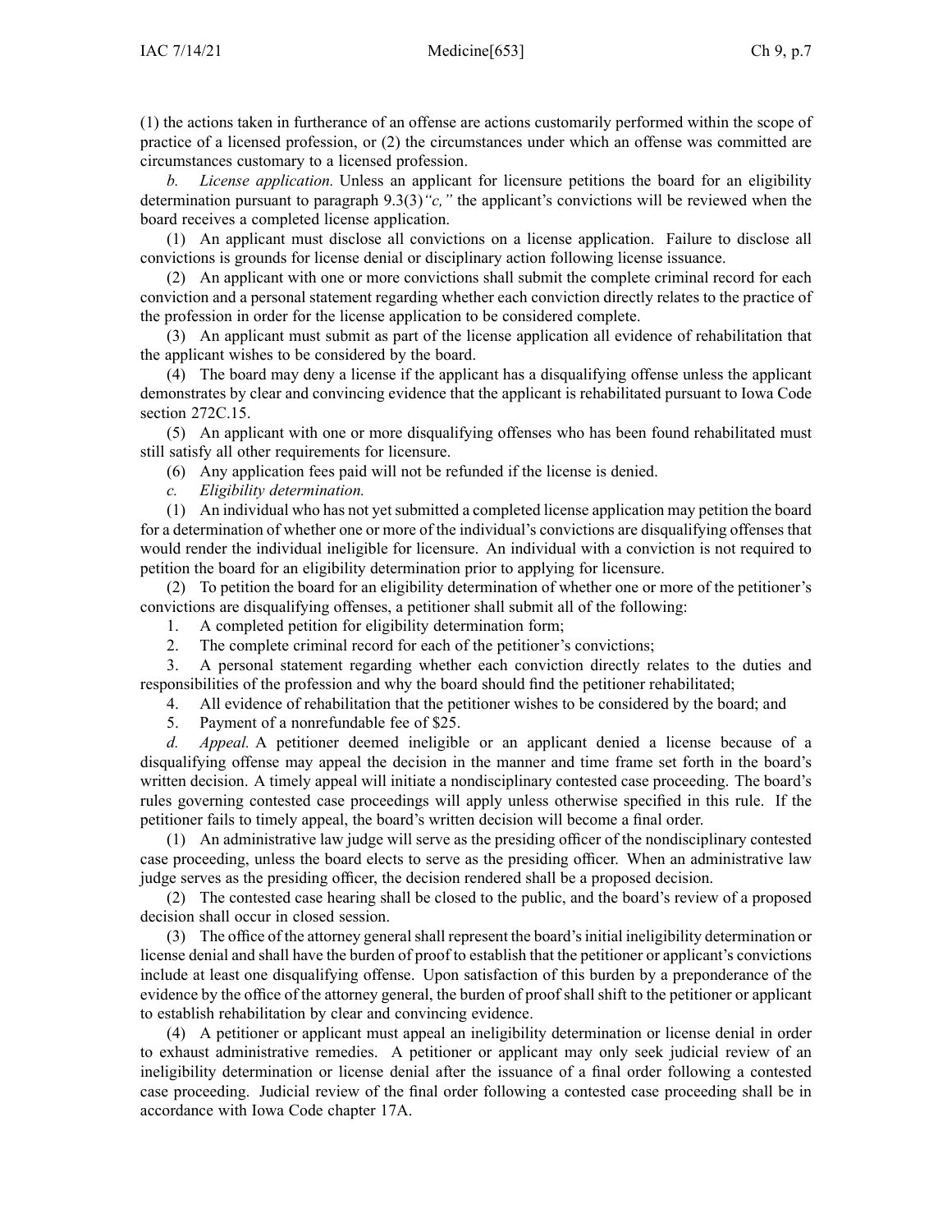(1) the actions taken in furtherance of an offense are actions customarily performed within the scope of practice of a licensed profession, or (2) the circumstances under which an offense was committed are circumstances customary to a licensed profession.

*b. License application.* Unless an applicant for licensure petitions the board for an eligibility determination pursuant to paragraph 9.3(3)*"c,"* the applicant's convictions will be reviewed when the board receives a completed license application.

(1) An applicant must disclose all convictions on a license application. Failure to disclose all convictions is grounds for license denial or disciplinary action following license issuance.

(2) An applicant with one or more convictions shall submit the complete criminal record for each conviction and a personal statement regarding whether each conviction directly relates to the practice of the profession in order for the license application to be considered complete.

(3) An applicant must submit as part of the license application all evidence of rehabilitation that the applicant wishes to be considered by the board.

(4) The board may deny a license if the applicant has a disqualifying offense unless the applicant demonstrates by clear and convincing evidence that the applicant is rehabilitated pursuant to Iowa Code section 272C.15.

(5) An applicant with one or more disqualifying offenses who has been found rehabilitated must still satisfy all other requirements for licensure.

(6) Any application fees paid will not be refunded if the license is denied.

*c. Eligibility determination.*

(1) An individual who has not yet submitted a completed license application may petition the board for a determination of whether one or more of the individual's convictions are disqualifying offenses that would render the individual ineligible for licensure. An individual with a conviction is not required to petition the board for an eligibility determination prior to applying for licensure.

(2) To petition the board for an eligibility determination of whether one or more of the petitioner's convictions are disqualifying offenses, a petitioner shall submit all of the following:

1. A completed petition for eligibility determination form;
2. The complete criminal record for each of the petitioner's convictions;
3. A personal statement regarding whether each conviction directly relates to the duties and responsibilities of the profession and why the board should find the petitioner rehabilitated;
4. All evidence of rehabilitation that the petitioner wishes to be considered by the board; and
5. Payment of a nonrefundable fee of $25.

*d. Appeal.* A petitioner deemed ineligible or an applicant denied a license because of a disqualifying offense may appeal the decision in the manner and time frame set forth in the board's written decision. A timely appeal will initiate a nondisciplinary contested case proceeding. The board's rules governing contested case proceedings will apply unless otherwise specified in this rule. If the petitioner fails to timely appeal, the board's written decision will become a final order.

(1) An administrative law judge will serve as the presiding officer of the nondisciplinary contested case proceeding, unless the board elects to serve as the presiding officer. When an administrative law judge serves as the presiding officer, the decision rendered shall be a proposed decision.

(2) The contested case hearing shall be closed to the public, and the board's review of a proposed decision shall occur in closed session.

(3) The office of the attorney general shall represent the board's initial ineligibility determination or license denial and shall have the burden of proof to establish that the petitioner or applicant's convictions include at least one disqualifying offense. Upon satisfaction of this burden by a preponderance of the evidence by the office of the attorney general, the burden of proof shall shift to the petitioner or applicant to establish rehabilitation by clear and convincing evidence.

(4) A petitioner or applicant must appeal an ineligibility determination or license denial in order to exhaust administrative remedies. A petitioner or applicant may only seek judicial review of an ineligibility determination or license denial after the issuance of a final order following a contested case proceeding. Judicial review of the final order following a contested case proceeding shall be in accordance with Iowa Code chapter 17A.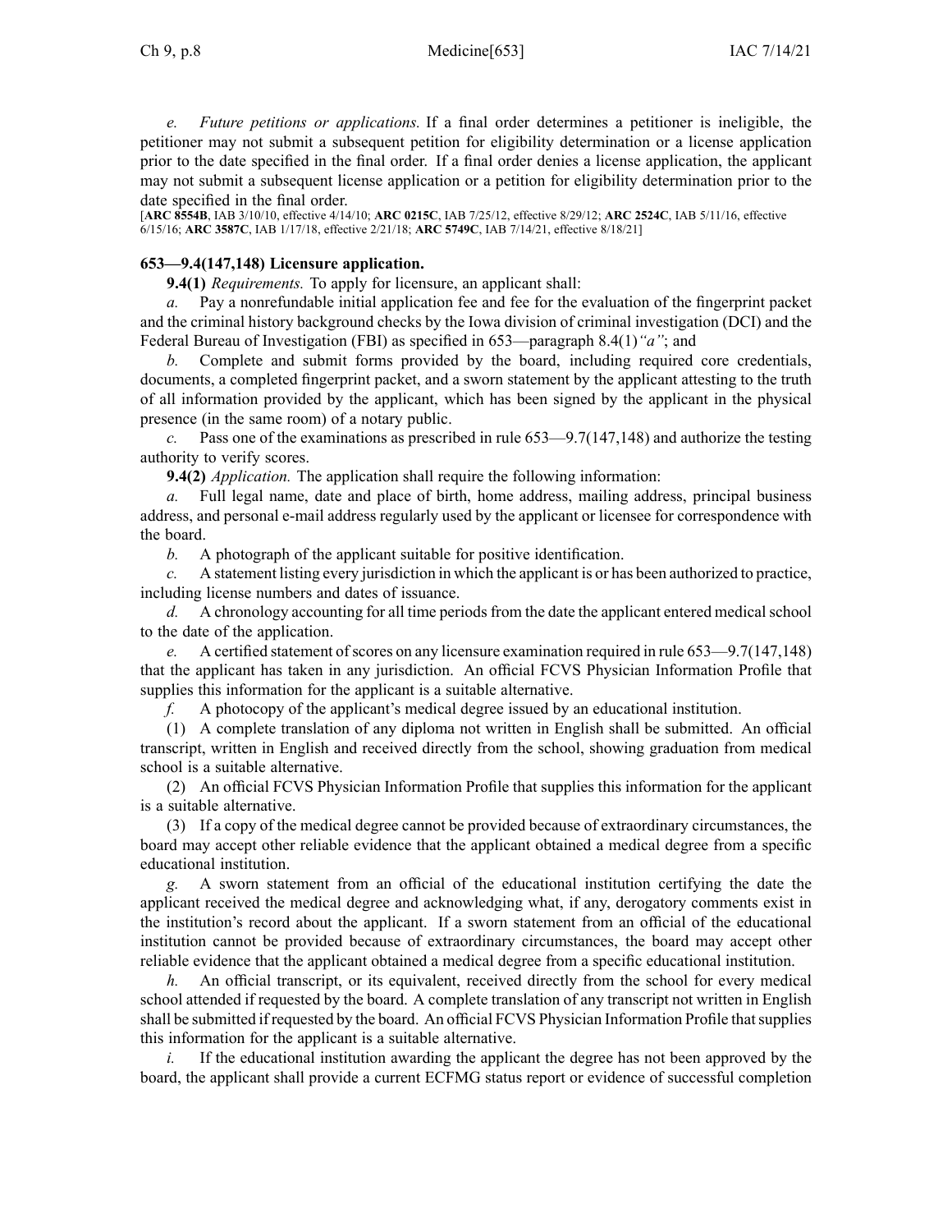*e. Future petitions or applications.* If a final order determines a petitioner is ineligible, the petitioner may not submit a subsequent petition for eligibility determination or a license application prior to the date specified in the final order. If a final order denies a license application, the applicant may not submit a subsequent license application or a petition for eligibility determination prior to the date specified in the final order.

[**ARC 8554B**, IAB 3/10/10, effective 4/14/10; **ARC 0215C**, IAB 7/25/12, effective 8/29/12; **ARC 2524C**, IAB 5/11/16, effective 6/15/16; **ARC 3587C**, IAB 1/17/18, effective 2/21/18; **ARC 5749C**, IAB 7/14/21, effective 8/18/21]

### 653—9.4(147,148) Licensure application.

**9.4(1)** *Requirements.* To apply for licensure, an applicant shall:

*a.* Pay a nonrefundable initial application fee and fee for the evaluation of the fingerprint packet and the criminal history background checks by the Iowa division of criminal investigation (DCI) and the Federal Bureau of Investigation (FBI) as specified in 653—paragraph 8.4(1)*"a"*; and

*b.* Complete and submit forms provided by the board, including required core credentials, documents, a completed fingerprint packet, and a sworn statement by the applicant attesting to the truth of all information provided by the applicant, which has been signed by the applicant in the physical presence (in the same room) of a notary public.

*c.* Pass one of the examinations as prescribed in rule 653—9.7(147,148) and authorize the testing authority to verify scores.

**9.4(2)** *Application.* The application shall require the following information:

*a.* Full legal name, date and place of birth, home address, mailing address, principal business address, and personal e-mail address regularly used by the applicant or licensee for correspondence with the board.

*b.* A photograph of the applicant suitable for positive identification.

*c.* A statement listing every jurisdiction in which the applicant is or has been authorized to practice, including license numbers and dates of issuance.

*d.* A chronology accounting for all time periods from the date the applicant entered medical school to the date of the application.

*e.* A certified statement of scores on any licensure examination required in rule 653—9.7(147,148) that the applicant has taken in any jurisdiction. An official FCVS Physician Information Profile that supplies this information for the applicant is a suitable alternative.

*f.* A photocopy of the applicant's medical degree issued by an educational institution.

(1) A complete translation of any diploma not written in English shall be submitted. An official transcript, written in English and received directly from the school, showing graduation from medical school is a suitable alternative.

(2) An official FCVS Physician Information Profile that supplies this information for the applicant is a suitable alternative.

(3) If a copy of the medical degree cannot be provided because of extraordinary circumstances, the board may accept other reliable evidence that the applicant obtained a medical degree from a specific educational institution.

*g.* A sworn statement from an official of the educational institution certifying the date the applicant received the medical degree and acknowledging what, if any, derogatory comments exist in the institution's record about the applicant. If a sworn statement from an official of the educational institution cannot be provided because of extraordinary circumstances, the board may accept other reliable evidence that the applicant obtained a medical degree from a specific educational institution.

*h.* An official transcript, or its equivalent, received directly from the school for every medical school attended if requested by the board. A complete translation of any transcript not written in English shall be submitted if requested by the board. An official FCVS Physician Information Profile that supplies this information for the applicant is a suitable alternative.

*i.* If the educational institution awarding the applicant the degree has not been approved by the board, the applicant shall provide a current ECFMG status report or evidence of successful completion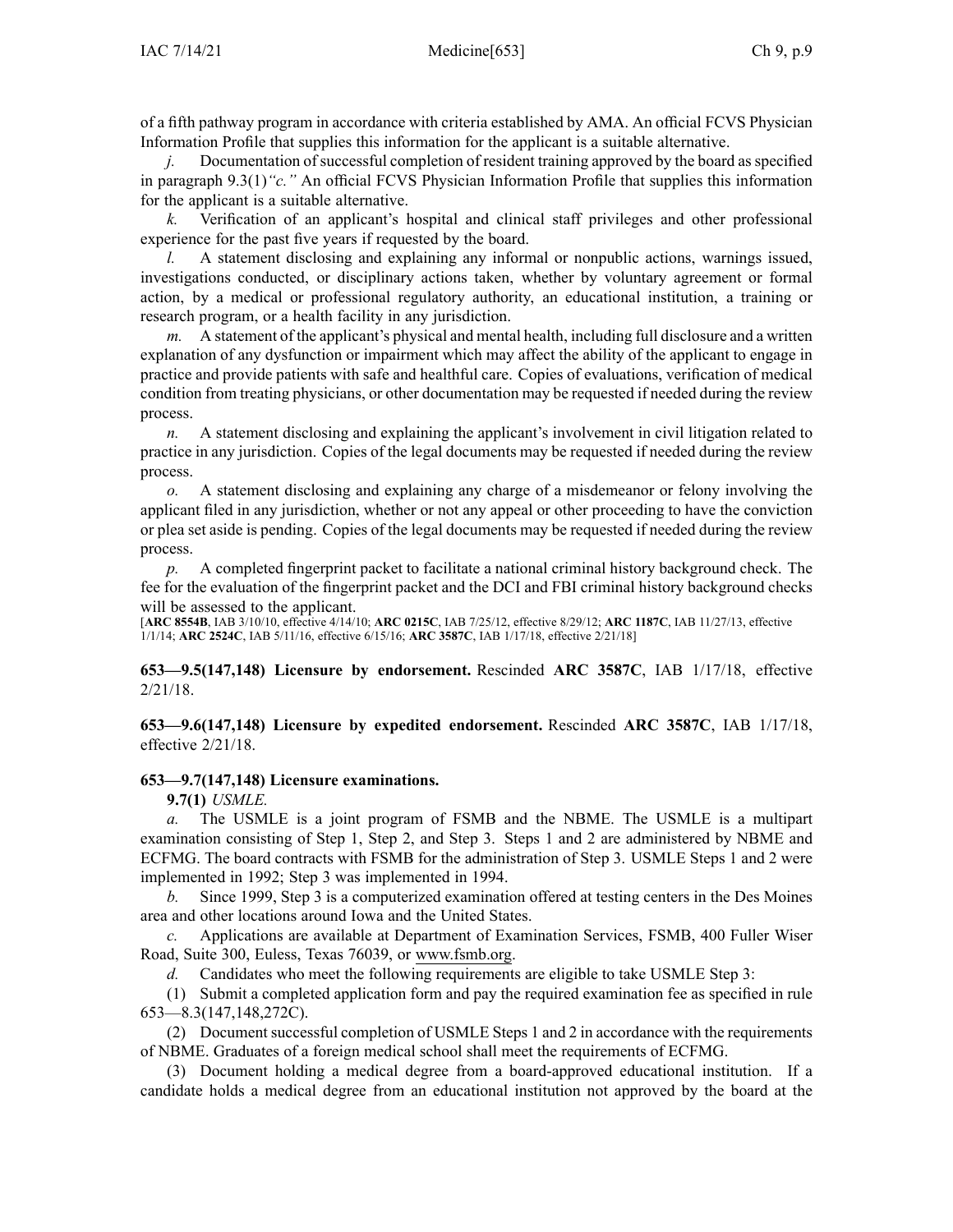of a fifth pathway program in accordance with criteria established by AMA. An official FCVS Physician Information Profile that supplies this information for the applicant is a suitable alternative.

*j.* Documentation of successful completion of resident training approved by the board as specified in paragraph 9.3(1)*"c."* An official FCVS Physician Information Profile that supplies this information for the applicant is a suitable alternative.

*k.* Verification of an applicant's hospital and clinical staff privileges and other professional experience for the past five years if requested by the board.

*l.* A statement disclosing and explaining any informal or nonpublic actions, warnings issued, investigations conducted, or disciplinary actions taken, whether by voluntary agreement or formal action, by a medical or professional regulatory authority, an educational institution, a training or research program, or a health facility in any jurisdiction.

*m.* A statement of the applicant's physical and mental health, including full disclosure and a written explanation of any dysfunction or impairment which may affect the ability of the applicant to engage in practice and provide patients with safe and healthful care. Copies of evaluations, verification of medical condition from treating physicians, or other documentation may be requested if needed during the review process.

*n.* A statement disclosing and explaining the applicant's involvement in civil litigation related to practice in any jurisdiction. Copies of the legal documents may be requested if needed during the review process.

*o.* A statement disclosing and explaining any charge of a misdemeanor or felony involving the applicant filed in any jurisdiction, whether or not any appeal or other proceeding to have the conviction or plea set aside is pending. Copies of the legal documents may be requested if needed during the review process.

*p.* A completed fingerprint packet to facilitate a national criminal history background check. The fee for the evaluation of the fingerprint packet and the DCI and FBI criminal history background checks will be assessed to the applicant.

[**ARC 8554B**, IAB 3/10/10, effective 4/14/10; **ARC 0215C**, IAB 7/25/12, effective 8/29/12; **ARC 1187C**, IAB 11/27/13, effective 1/1/14; **ARC 2524C**, IAB 5/11/16, effective 6/15/16; **ARC 3587C**, IAB 1/17/18, effective 2/21/18]

**653—9.5(147,148) Licensure by endorsement.** Rescinded **ARC 3587C**, IAB 1/17/18, effective 2/21/18.

**653—9.6(147,148) Licensure by expedited endorsement.** Rescinded **ARC 3587C**, IAB 1/17/18, effective 2/21/18.

**653—9.7(147,148) Licensure examinations.**

**9.7(1)** *USMLE.*

*a.* The USMLE is a joint program of FSMB and the NBME. The USMLE is a multipart examination consisting of Step 1, Step 2, and Step 3. Steps 1 and 2 are administered by NBME and ECFMG. The board contracts with FSMB for the administration of Step 3. USMLE Steps 1 and 2 were implemented in 1992; Step 3 was implemented in 1994.

*b.* Since 1999, Step 3 is a computerized examination offered at testing centers in the Des Moines area and other locations around Iowa and the United States.

*c.* Applications are available at Department of Examination Services, FSMB, 400 Fuller Wiser Road, Suite 300, Euless, Texas 76039, or www.fsmb.org.

*d.* Candidates who meet the following requirements are eligible to take USMLE Step 3:

(1) Submit a completed application form and pay the required examination fee as specified in rule 653—8.3(147,148,272C).

(2) Document successful completion of USMLE Steps 1 and 2 in accordance with the requirements of NBME. Graduates of a foreign medical school shall meet the requirements of ECFMG.

(3) Document holding a medical degree from a board-approved educational institution. If a candidate holds a medical degree from an educational institution not approved by the board at the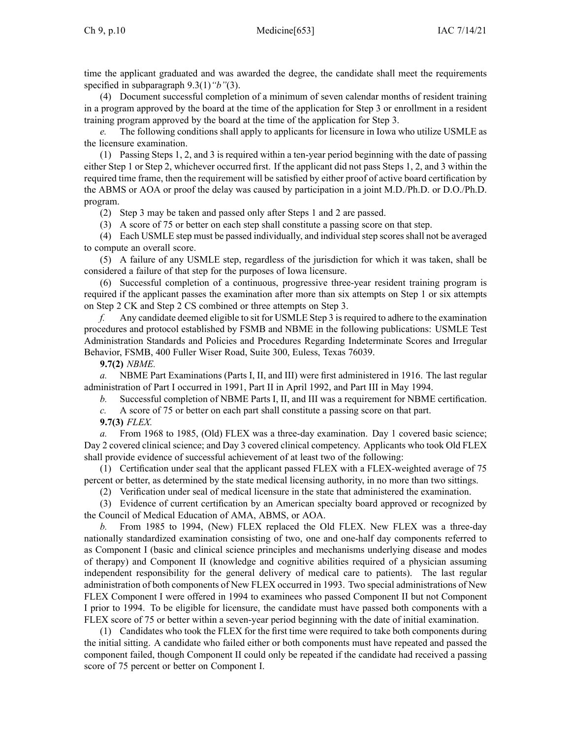time the applicant graduated and was awarded the degree, the candidate shall meet the requirements specified in subparagraph 9.3(1)*"b"*(3).

(4) Document successful completion of a minimum of seven calendar months of resident training in a program approved by the board at the time of the application for Step 3 or enrollment in a resident training program approved by the board at the time of the application for Step 3.

*e.* The following conditions shall apply to applicants for licensure in Iowa who utilize USMLE as the licensure examination.

(1) Passing Steps 1, 2, and 3 is required within a ten-year period beginning with the date of passing either Step 1 or Step 2, whichever occurred first. If the applicant did not pass Steps 1, 2, and 3 within the required time frame, then the requirement will be satisfied by either proof of active board certification by the ABMS or AOA or proof the delay was caused by participation in a joint M.D./Ph.D. or D.O./Ph.D. program.

(2) Step 3 may be taken and passed only after Steps 1 and 2 are passed.

(3) A score of 75 or better on each step shall constitute a passing score on that step.

(4) Each USMLE step must be passed individually, and individual step scores shall not be averaged to compute an overall score.

(5) A failure of any USMLE step, regardless of the jurisdiction for which it was taken, shall be considered a failure of that step for the purposes of Iowa licensure.

(6) Successful completion of a continuous, progressive three-year resident training program is required if the applicant passes the examination after more than six attempts on Step 1 or six attempts on Step 2 CK and Step 2 CS combined or three attempts on Step 3.

*f.* Any candidate deemed eligible to sit for USMLE Step 3 is required to adhere to the examination procedures and protocol established by FSMB and NBME in the following publications: USMLE Test Administration Standards and Policies and Procedures Regarding Indeterminate Scores and Irregular Behavior, FSMB, 400 Fuller Wiser Road, Suite 300, Euless, Texas 76039.

**9.7(2)** *NBME.*

*a.* NBME Part Examinations (Parts I, II, and III) were first administered in 1916. The last regular administration of Part I occurred in 1991, Part II in April 1992, and Part III in May 1994.

*b.* Successful completion of NBME Parts I, II, and III was a requirement for NBME certification.

*c.* A score of 75 or better on each part shall constitute a passing score on that part.

**9.7(3)** *FLEX.*

*a.* From 1968 to 1985, (Old) FLEX was a three-day examination. Day 1 covered basic science; Day 2 covered clinical science; and Day 3 covered clinical competency. Applicants who took Old FLEX shall provide evidence of successful achievement of at least two of the following:

(1) Certification under seal that the applicant passed FLEX with a FLEX-weighted average of 75 percent or better, as determined by the state medical licensing authority, in no more than two sittings.

(2) Verification under seal of medical licensure in the state that administered the examination.

(3) Evidence of current certification by an American specialty board approved or recognized by the Council of Medical Education of AMA, ABMS, or AOA.

*b.* From 1985 to 1994, (New) FLEX replaced the Old FLEX. New FLEX was a three-day nationally standardized examination consisting of two, one and one-half day components referred to as Component I (basic and clinical science principles and mechanisms underlying disease and modes of therapy) and Component II (knowledge and cognitive abilities required of a physician assuming independent responsibility for the general delivery of medical care to patients). The last regular administration of both components of New FLEX occurred in 1993. Two special administrations of New FLEX Component I were offered in 1994 to examinees who passed Component II but not Component I prior to 1994. To be eligible for licensure, the candidate must have passed both components with a FLEX score of 75 or better within a seven-year period beginning with the date of initial examination.

(1) Candidates who took the FLEX for the first time were required to take both components during the initial sitting. A candidate who failed either or both components must have repeated and passed the component failed, though Component II could only be repeated if the candidate had received a passing score of 75 percent or better on Component I.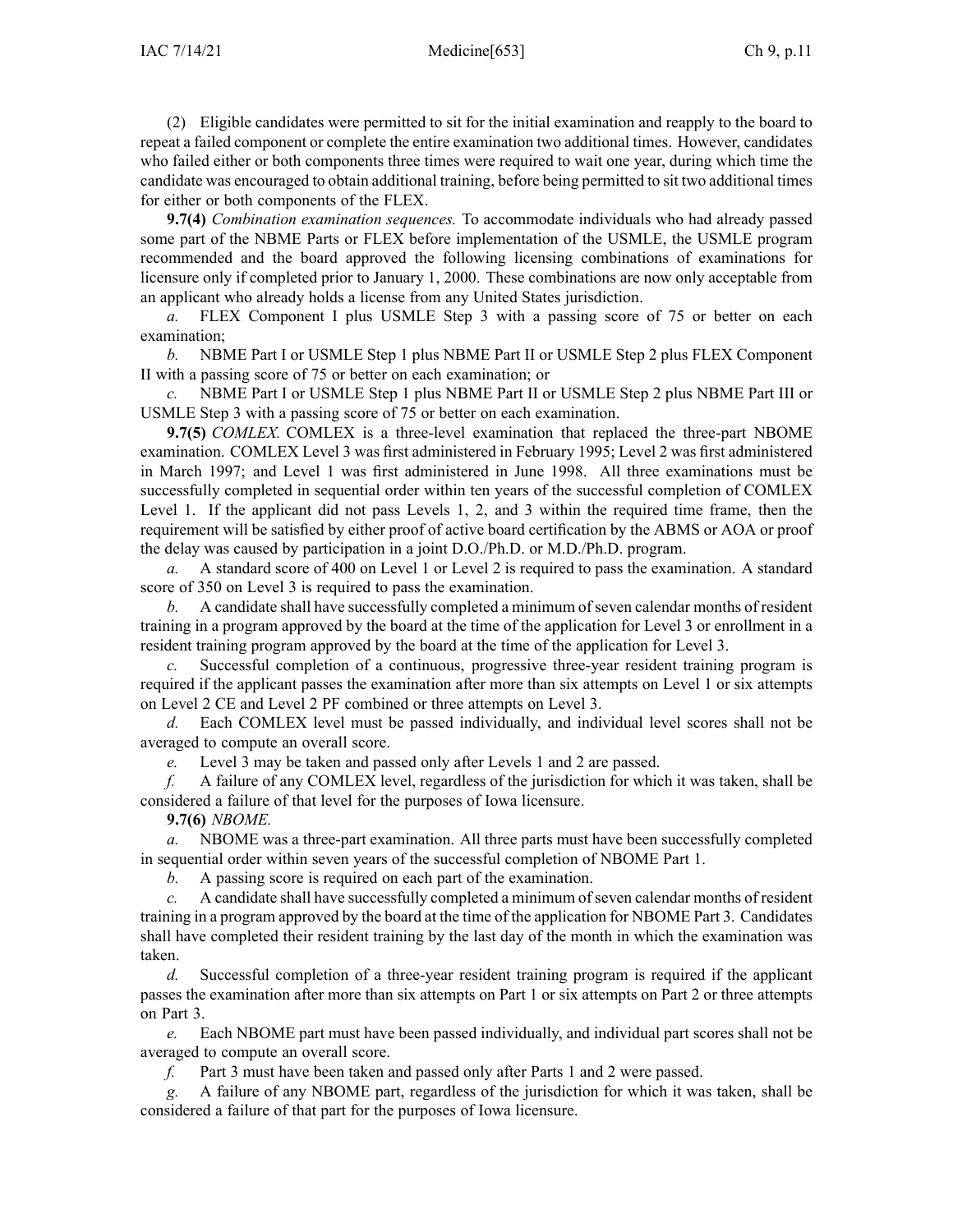(2) Eligible candidates were permitted to sit for the initial examination and reapply to the board to repeat a failed component or complete the entire examination two additional times. However, candidates who failed either or both components three times were required to wait one year, during which time the candidate was encouraged to obtain additional training, before being permitted to sit two additional times for either or both components of the FLEX.

**9.7(4)** *Combination examination sequences.* To accommodate individuals who had already passed some part of the NBME Parts or FLEX before implementation of the USMLE, the USMLE program recommended and the board approved the following licensing combinations of examinations for licensure only if completed prior to January 1, 2000. These combinations are now only acceptable from an applicant who already holds a license from any United States jurisdiction.

*a.* FLEX Component I plus USMLE Step 3 with a passing score of 75 or better on each examination;

*b.* NBME Part I or USMLE Step 1 plus NBME Part II or USMLE Step 2 plus FLEX Component II with a passing score of 75 or better on each examination; or

*c.* NBME Part I or USMLE Step 1 plus NBME Part II or USMLE Step 2 plus NBME Part III or USMLE Step 3 with a passing score of 75 or better on each examination.

**9.7(5)** *COMLEX.* COMLEX is a three-level examination that replaced the three-part NBOME examination. COMLEX Level 3 was first administered in February 1995; Level 2 was first administered in March 1997; and Level 1 was first administered in June 1998. All three examinations must be successfully completed in sequential order within ten years of the successful completion of COMLEX Level 1. If the applicant did not pass Levels 1, 2, and 3 within the required time frame, then the requirement will be satisfied by either proof of active board certification by the ABMS or AOA or proof the delay was caused by participation in a joint D.O./Ph.D. or M.D./Ph.D. program.

*a.* A standard score of 400 on Level 1 or Level 2 is required to pass the examination. A standard score of 350 on Level 3 is required to pass the examination.

*b.* A candidate shall have successfully completed a minimum of seven calendar months of resident training in a program approved by the board at the time of the application for Level 3 or enrollment in a resident training program approved by the board at the time of the application for Level 3.

*c.* Successful completion of a continuous, progressive three-year resident training program is required if the applicant passes the examination after more than six attempts on Level 1 or six attempts on Level 2 CE and Level 2 PF combined or three attempts on Level 3.

*d.* Each COMLEX level must be passed individually, and individual level scores shall not be averaged to compute an overall score.

*e.* Level 3 may be taken and passed only after Levels 1 and 2 are passed.

*f.* A failure of any COMLEX level, regardless of the jurisdiction for which it was taken, shall be considered a failure of that level for the purposes of Iowa licensure.

**9.7(6)** *NBOME.*

*a.* NBOME was a three-part examination. All three parts must have been successfully completed in sequential order within seven years of the successful completion of NBOME Part 1.

*b.* A passing score is required on each part of the examination.

*c.* A candidate shall have successfully completed a minimum of seven calendar months of resident training in a program approved by the board at the time of the application for NBOME Part 3. Candidates shall have completed their resident training by the last day of the month in which the examination was taken.

*d.* Successful completion of a three-year resident training program is required if the applicant passes the examination after more than six attempts on Part 1 or six attempts on Part 2 or three attempts on Part 3.

*e.* Each NBOME part must have been passed individually, and individual part scores shall not be averaged to compute an overall score.

*f.* Part 3 must have been taken and passed only after Parts 1 and 2 were passed.

*g.* A failure of any NBOME part, regardless of the jurisdiction for which it was taken, shall be considered a failure of that part for the purposes of Iowa licensure.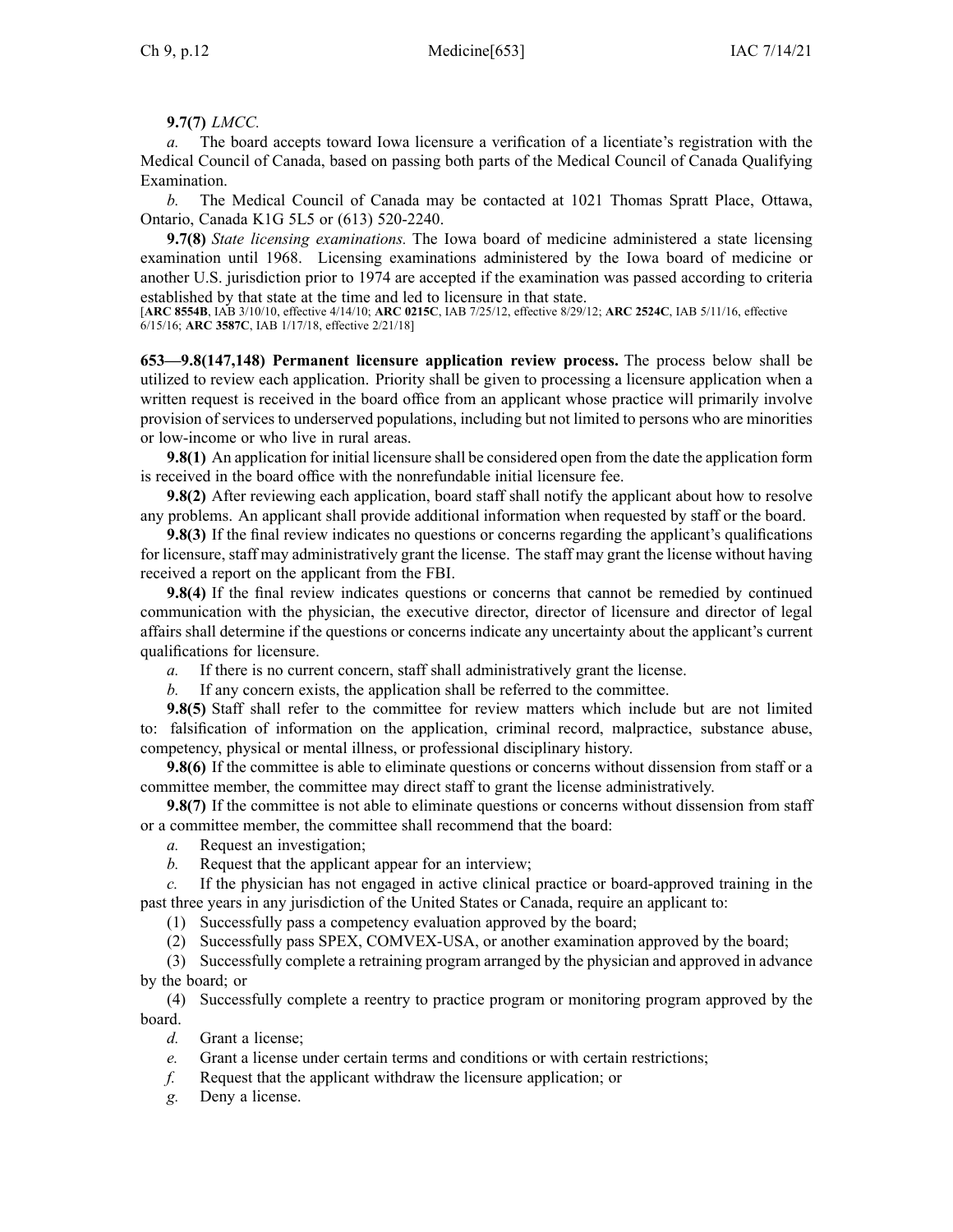**9.7(7)** *LMCC.*

*a.* The board accepts toward Iowa licensure a verification of a licentiate's registration with the Medical Council of Canada, based on passing both parts of the Medical Council of Canada Qualifying Examination.

*b.* The Medical Council of Canada may be contacted at 1021 Thomas Spratt Place, Ottawa, Ontario, Canada K1G 5L5 or (613) 520-2240.

**9.7(8)** *State licensing examinations.* The Iowa board of medicine administered a state licensing examination until 1968. Licensing examinations administered by the Iowa board of medicine or another U.S. jurisdiction prior to 1974 are accepted if the examination was passed according to criteria established by that state at the time and led to licensure in that state.

[**ARC 8554B**, IAB 3/10/10, effective 4/14/10; **ARC 0215C**, IAB 7/25/12, effective 8/29/12; **ARC 2524C**, IAB 5/11/16, effective 6/15/16; **ARC 3587C**, IAB 1/17/18, effective 2/21/18]

**653—9.8(147,148) Permanent licensure application review process.** The process below shall be utilized to review each application. Priority shall be given to processing a licensure application when a written request is received in the board office from an applicant whose practice will primarily involve provision of services to underserved populations, including but not limited to persons who are minorities or low-income or who live in rural areas.

**9.8(1)** An application for initial licensure shall be considered open from the date the application form is received in the board office with the nonrefundable initial licensure fee.

**9.8(2)** After reviewing each application, board staff shall notify the applicant about how to resolve any problems. An applicant shall provide additional information when requested by staff or the board.

**9.8(3)** If the final review indicates no questions or concerns regarding the applicant's qualifications for licensure, staff may administratively grant the license. The staff may grant the license without having received a report on the applicant from the FBI.

**9.8(4)** If the final review indicates questions or concerns that cannot be remedied by continued communication with the physician, the executive director, director of licensure and director of legal affairs shall determine if the questions or concerns indicate any uncertainty about the applicant's current qualifications for licensure.

*a.* If there is no current concern, staff shall administratively grant the license.

*b.* If any concern exists, the application shall be referred to the committee.

**9.8(5)** Staff shall refer to the committee for review matters which include but are not limited to: falsification of information on the application, criminal record, malpractice, substance abuse, competency, physical or mental illness, or professional disciplinary history.

**9.8(6)** If the committee is able to eliminate questions or concerns without dissension from staff or a committee member, the committee may direct staff to grant the license administratively.

**9.8(7)** If the committee is not able to eliminate questions or concerns without dissension from staff or a committee member, the committee shall recommend that the board:

*a.* Request an investigation;

*b.* Request that the applicant appear for an interview;

*c.* If the physician has not engaged in active clinical practice or board-approved training in the past three years in any jurisdiction of the United States or Canada, require an applicant to:

(1) Successfully pass a competency evaluation approved by the board;

(2) Successfully pass SPEX, COMVEX-USA, or another examination approved by the board;

(3) Successfully complete a retraining program arranged by the physician and approved in advance by the board; or

(4) Successfully complete a reentry to practice program or monitoring program approved by the board.

*d.* Grant a license;

*e.* Grant a license under certain terms and conditions or with certain restrictions;

*f.* Request that the applicant withdraw the licensure application; or

*g.* Deny a license.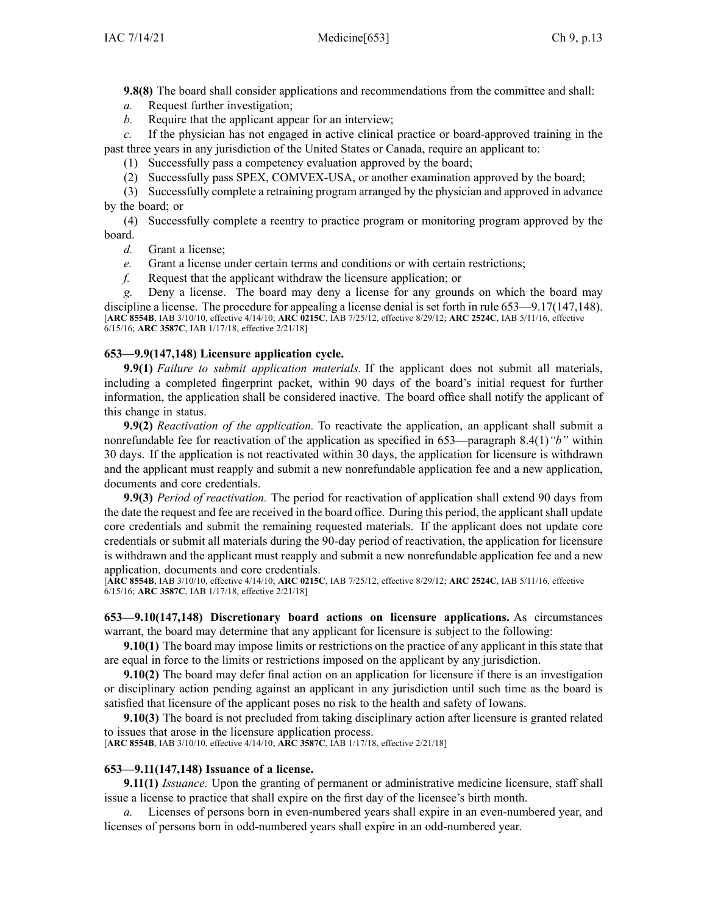**9.8(8)** The board shall consider applications and recommendations from the committee and shall:

*a.* Request further investigation;

*b.* Require that the applicant appear for an interview;

*c.* If the physician has not engaged in active clinical practice or board-approved training in the past three years in any jurisdiction of the United States or Canada, require an applicant to:

(1) Successfully pass a competency evaluation approved by the board;

(2) Successfully pass SPEX, COMVEX-USA, or another examination approved by the board;

(3) Successfully complete a retraining program arranged by the physician and approved in advance by the board; or

(4) Successfully complete a reentry to practice program or monitoring program approved by the board.

*d.* Grant a license;

*e.* Grant a license under certain terms and conditions or with certain restrictions;

*f.* Request that the applicant withdraw the licensure application; or

*g.* Deny a license. The board may deny a license for any grounds on which the board may discipline a license. The procedure for appealing a license denial is set forth in rule 653—9.17(147,148).

[**ARC 8554B**, IAB 3/10/10, effective 4/14/10; **ARC 0215C**, IAB 7/25/12, effective 8/29/12; **ARC 2524C**, IAB 5/11/16, effective 6/15/16; **ARC 3587C**, IAB 1/17/18, effective 2/21/18]

### 653—9.9(147,148) Licensure application cycle.

**9.9(1)** *Failure to submit application materials.* If the applicant does not submit all materials, including a completed fingerprint packet, within 90 days of the board's initial request for further information, the application shall be considered inactive. The board office shall notify the applicant of this change in status.

**9.9(2)** *Reactivation of the application.* To reactivate the application, an applicant shall submit a nonrefundable fee for reactivation of the application as specified in 653—paragraph 8.4(1)*"b"* within 30 days. If the application is not reactivated within 30 days, the application for licensure is withdrawn and the applicant must reapply and submit a new nonrefundable application fee and a new application, documents and core credentials.

**9.9(3)** *Period of reactivation.* The period for reactivation of application shall extend 90 days from the date the request and fee are received in the board office. During this period, the applicant shall update core credentials and submit the remaining requested materials. If the applicant does not update core credentials or submit all materials during the 90-day period of reactivation, the application for licensure is withdrawn and the applicant must reapply and submit a new nonrefundable application fee and a new application, documents and core credentials.

[**ARC 8554B**, IAB 3/10/10, effective 4/14/10; **ARC 0215C**, IAB 7/25/12, effective 8/29/12; **ARC 2524C**, IAB 5/11/16, effective 6/15/16; **ARC 3587C**, IAB 1/17/18, effective 2/21/18]

### 653—9.10(147,148) Discretionary board actions on licensure applications.

As circumstances warrant, the board may determine that any applicant for licensure is subject to the following:

**9.10(1)** The board may impose limits or restrictions on the practice of any applicant in this state that are equal in force to the limits or restrictions imposed on the applicant by any jurisdiction.

**9.10(2)** The board may defer final action on an application for licensure if there is an investigation or disciplinary action pending against an applicant in any jurisdiction until such time as the board is satisfied that licensure of the applicant poses no risk to the health and safety of Iowans.

**9.10(3)** The board is not precluded from taking disciplinary action after licensure is granted related to issues that arose in the licensure application process.

[**ARC 8554B**, IAB 3/10/10, effective 4/14/10; **ARC 3587C**, IAB 1/17/18, effective 2/21/18]

### 653—9.11(147,148) Issuance of a license.

**9.11(1)** *Issuance.* Upon the granting of permanent or administrative medicine licensure, staff shall issue a license to practice that shall expire on the first day of the licensee's birth month.

*a.* Licenses of persons born in even-numbered years shall expire in an even-numbered year, and licenses of persons born in odd-numbered years shall expire in an odd-numbered year.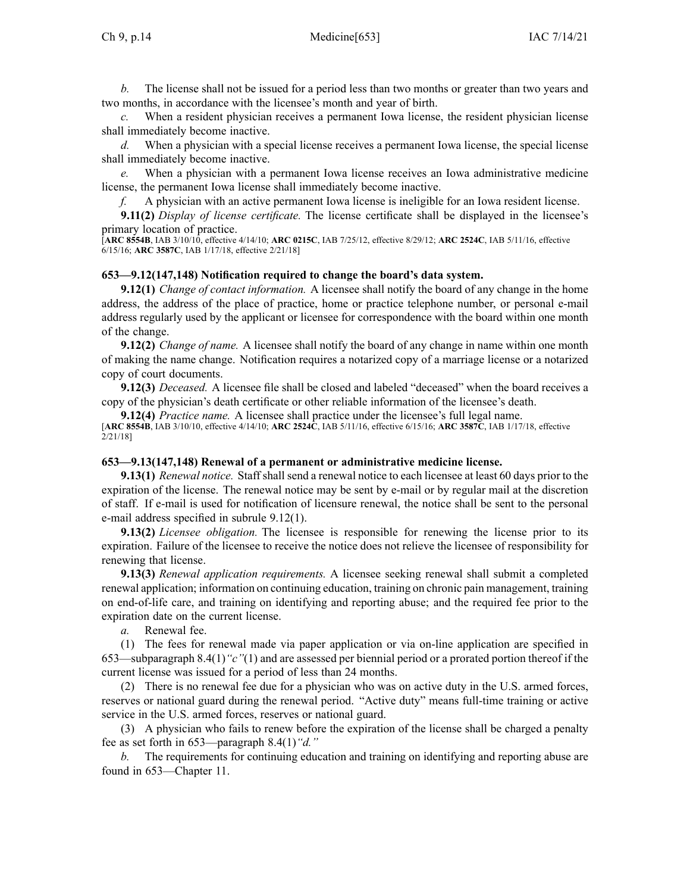*b.* The license shall not be issued for a period less than two months or greater than two years and two months, in accordance with the licensee's month and year of birth.

*c.* When a resident physician receives a permanent Iowa license, the resident physician license shall immediately become inactive.

*d.* When a physician with a special license receives a permanent Iowa license, the special license shall immediately become inactive.

*e.* When a physician with a permanent Iowa license receives an Iowa administrative medicine license, the permanent Iowa license shall immediately become inactive.

*f.* A physician with an active permanent Iowa license is ineligible for an Iowa resident license.

**9.11(2)** *Display of license certificate.* The license certificate shall be displayed in the licensee's primary location of practice.

[**ARC 8554B**, IAB 3/10/10, effective 4/14/10; **ARC 0215C**, IAB 7/25/12, effective 8/29/12; **ARC 2524C**, IAB 5/11/16, effective 6/15/16; **ARC 3587C**, IAB 1/17/18, effective 2/21/18]

### 653—9.12(147,148) Notification required to change the board's data system.

**9.12(1)** *Change of contact information.* A licensee shall notify the board of any change in the home address, the address of the place of practice, home or practice telephone number, or personal e-mail address regularly used by the applicant or licensee for correspondence with the board within one month of the change.

**9.12(2)** *Change of name.* A licensee shall notify the board of any change in name within one month of making the name change. Notification requires a notarized copy of a marriage license or a notarized copy of court documents.

**9.12(3)** *Deceased.* A licensee file shall be closed and labeled "deceased" when the board receives a copy of the physician's death certificate or other reliable information of the licensee's death.

**9.12(4)** *Practice name.* A licensee shall practice under the licensee's full legal name.

[**ARC 8554B**, IAB 3/10/10, effective 4/14/10; **ARC 2524C**, IAB 5/11/16, effective 6/15/16; **ARC 3587C**, IAB 1/17/18, effective 2/21/18]

### 653—9.13(147,148) Renewal of a permanent or administrative medicine license.

**9.13(1)** *Renewal notice.* Staff shall send a renewal notice to each licensee at least 60 days prior to the expiration of the license. The renewal notice may be sent by e-mail or by regular mail at the discretion of staff. If e-mail is used for notification of licensure renewal, the notice shall be sent to the personal e-mail address specified in subrule 9.12(1).

**9.13(2)** *Licensee obligation.* The licensee is responsible for renewing the license prior to its expiration. Failure of the licensee to receive the notice does not relieve the licensee of responsibility for renewing that license.

**9.13(3)** *Renewal application requirements.* A licensee seeking renewal shall submit a completed renewal application; information on continuing education, training on chronic pain management, training on end-of-life care, and training on identifying and reporting abuse; and the required fee prior to the expiration date on the current license.

*a.* Renewal fee.

(1) The fees for renewal made via paper application or via on-line application are specified in 653—subparagraph 8.4(1)*"c"*(1) and are assessed per biennial period or a prorated portion thereof if the current license was issued for a period of less than 24 months.

(2) There is no renewal fee due for a physician who was on active duty in the U.S. armed forces, reserves or national guard during the renewal period. "Active duty" means full-time training or active service in the U.S. armed forces, reserves or national guard.

(3) A physician who fails to renew before the expiration of the license shall be charged a penalty fee as set forth in 653—paragraph 8.4(1)*"d."*

*b.* The requirements for continuing education and training on identifying and reporting abuse are found in 653—Chapter 11.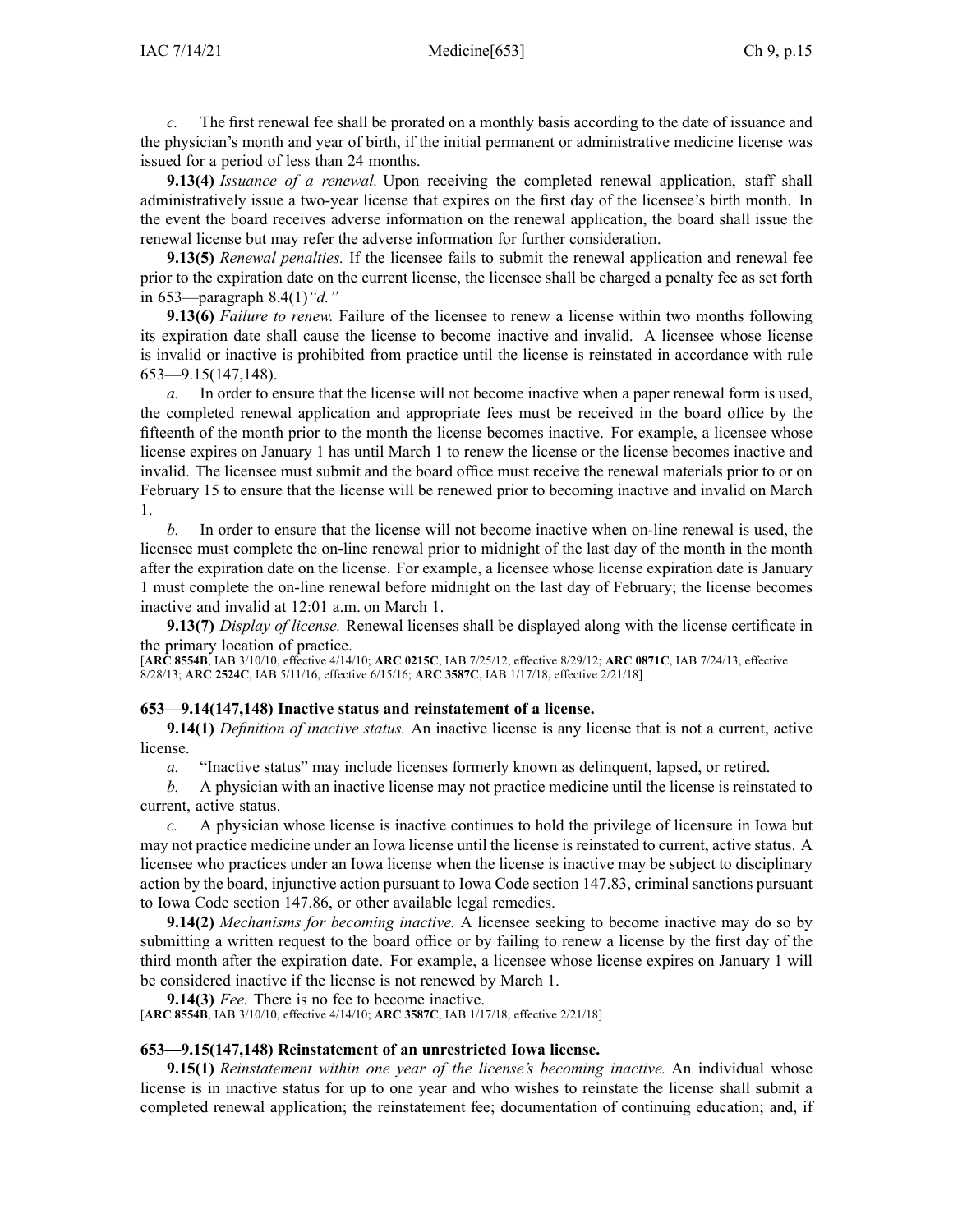*c.* The first renewal fee shall be prorated on a monthly basis according to the date of issuance and the physician's month and year of birth, if the initial permanent or administrative medicine license was issued for a period of less than 24 months.

**9.13(4)** *Issuance of a renewal.* Upon receiving the completed renewal application, staff shall administratively issue a two-year license that expires on the first day of the licensee's birth month. In the event the board receives adverse information on the renewal application, the board shall issue the renewal license but may refer the adverse information for further consideration.

**9.13(5)** *Renewal penalties.* If the licensee fails to submit the renewal application and renewal fee prior to the expiration date on the current license, the licensee shall be charged a penalty fee as set forth in 653—paragraph 8.4(1)*"d."*

**9.13(6)** *Failure to renew.* Failure of the licensee to renew a license within two months following its expiration date shall cause the license to become inactive and invalid. A licensee whose license is invalid or inactive is prohibited from practice until the license is reinstated in accordance with rule 653—9.15(147,148).

*a.* In order to ensure that the license will not become inactive when a paper renewal form is used, the completed renewal application and appropriate fees must be received in the board office by the fifteenth of the month prior to the month the license becomes inactive. For example, a licensee whose license expires on January 1 has until March 1 to renew the license or the license becomes inactive and invalid. The licensee must submit and the board office must receive the renewal materials prior to or on February 15 to ensure that the license will be renewed prior to becoming inactive and invalid on March 1.

*b.* In order to ensure that the license will not become inactive when on-line renewal is used, the licensee must complete the on-line renewal prior to midnight of the last day of the month in the month after the expiration date on the license. For example, a licensee whose license expiration date is January 1 must complete the on-line renewal before midnight on the last day of February; the license becomes inactive and invalid at 12:01 a.m. on March 1.

**9.13(7)** *Display of license.* Renewal licenses shall be displayed along with the license certificate in the primary location of practice.

[**ARC 8554B**, IAB 3/10/10, effective 4/14/10; **ARC 0215C**, IAB 7/25/12, effective 8/29/12; **ARC 0871C**, IAB 7/24/13, effective 8/28/13; **ARC 2524C**, IAB 5/11/16, effective 6/15/16; **ARC 3587C**, IAB 1/17/18, effective 2/21/18]

### 653—9.14(147,148) Inactive status and reinstatement of a license.

**9.14(1)** *Definition of inactive status.* An inactive license is any license that is not a current, active license.

*a.* "Inactive status" may include licenses formerly known as delinquent, lapsed, or retired.

*b.* A physician with an inactive license may not practice medicine until the license is reinstated to current, active status.

*c.* A physician whose license is inactive continues to hold the privilege of licensure in Iowa but may not practice medicine under an Iowa license until the license is reinstated to current, active status. A licensee who practices under an Iowa license when the license is inactive may be subject to disciplinary action by the board, injunctive action pursuant to Iowa Code section 147.83, criminal sanctions pursuant to Iowa Code section 147.86, or other available legal remedies.

**9.14(2)** *Mechanisms for becoming inactive.* A licensee seeking to become inactive may do so by submitting a written request to the board office or by failing to renew a license by the first day of the third month after the expiration date. For example, a licensee whose license expires on January 1 will be considered inactive if the license is not renewed by March 1.

**9.14(3)** *Fee.* There is no fee to become inactive.

[**ARC 8554B**, IAB 3/10/10, effective 4/14/10; **ARC 3587C**, IAB 1/17/18, effective 2/21/18]

### 653—9.15(147,148) Reinstatement of an unrestricted Iowa license.

**9.15(1)** *Reinstatement within one year of the license's becoming inactive.* An individual whose license is in inactive status for up to one year and who wishes to reinstate the license shall submit a completed renewal application; the reinstatement fee; documentation of continuing education; and, if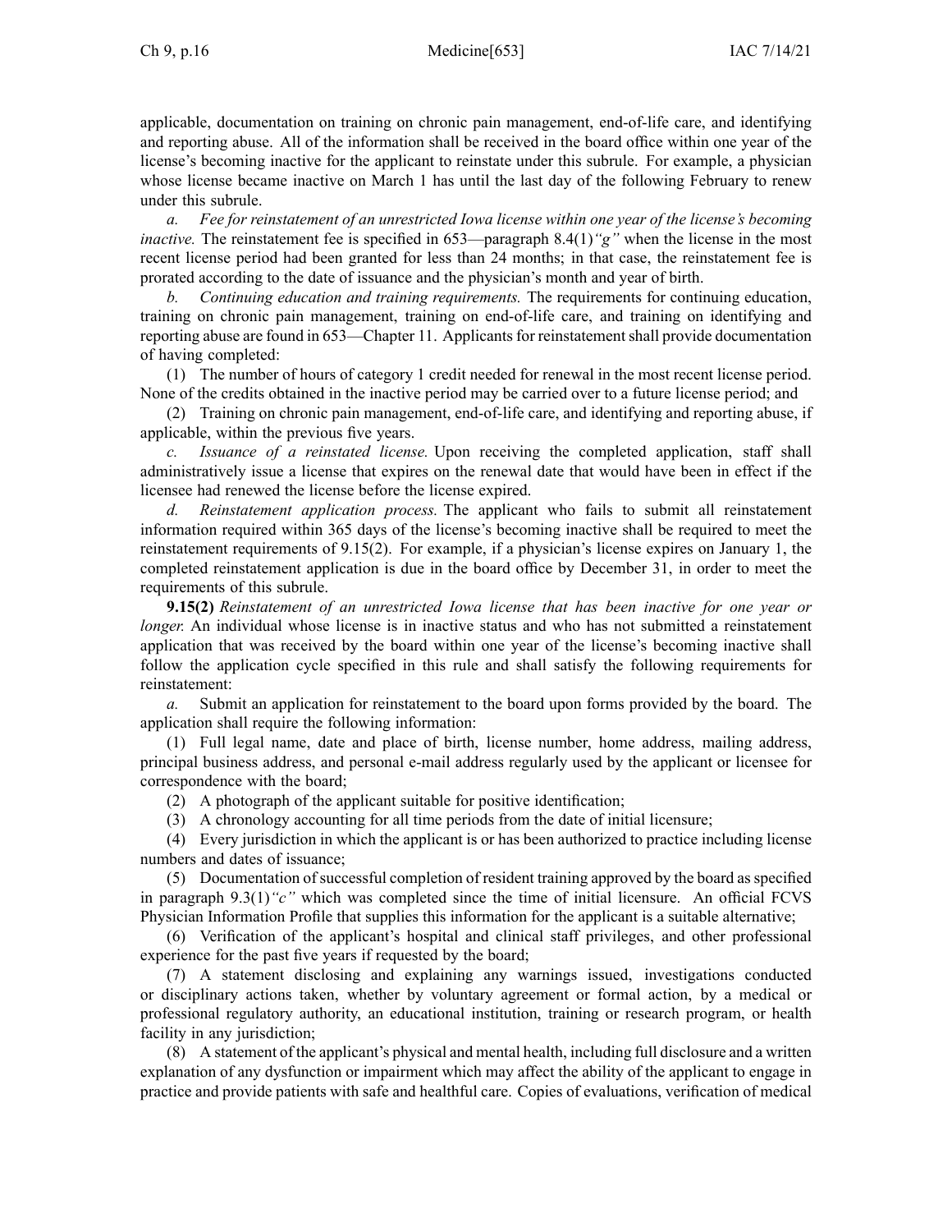applicable, documentation on training on chronic pain management, end-of-life care, and identifying and reporting abuse. All of the information shall be received in the board office within one year of the license's becoming inactive for the applicant to reinstate under this subrule. For example, a physician whose license became inactive on March 1 has until the last day of the following February to renew under this subrule.

*a. Fee for reinstatement of an unrestricted Iowa license within one year of the license's becoming inactive.* The reinstatement fee is specified in 653—paragraph 8.4(1)*"g"* when the license in the most recent license period had been granted for less than 24 months; in that case, the reinstatement fee is prorated according to the date of issuance and the physician's month and year of birth.

*b. Continuing education and training requirements.* The requirements for continuing education, training on chronic pain management, training on end-of-life care, and training on identifying and reporting abuse are found in 653—Chapter 11. Applicants for reinstatement shall provide documentation of having completed:

(1) The number of hours of category 1 credit needed for renewal in the most recent license period. None of the credits obtained in the inactive period may be carried over to a future license period; and

(2) Training on chronic pain management, end-of-life care, and identifying and reporting abuse, if applicable, within the previous five years.

*c. Issuance of a reinstated license.* Upon receiving the completed application, staff shall administratively issue a license that expires on the renewal date that would have been in effect if the licensee had renewed the license before the license expired.

*d. Reinstatement application process.* The applicant who fails to submit all reinstatement information required within 365 days of the license's becoming inactive shall be required to meet the reinstatement requirements of 9.15(2). For example, if a physician's license expires on January 1, the completed reinstatement application is due in the board office by December 31, in order to meet the requirements of this subrule.

**9.15(2)** *Reinstatement of an unrestricted Iowa license that has been inactive for one year or longer.* An individual whose license is in inactive status and who has not submitted a reinstatement application that was received by the board within one year of the license's becoming inactive shall follow the application cycle specified in this rule and shall satisfy the following requirements for reinstatement:

*a.* Submit an application for reinstatement to the board upon forms provided by the board. The application shall require the following information:

(1) Full legal name, date and place of birth, license number, home address, mailing address, principal business address, and personal e-mail address regularly used by the applicant or licensee for correspondence with the board;

(2) A photograph of the applicant suitable for positive identification;

(3) A chronology accounting for all time periods from the date of initial licensure;

(4) Every jurisdiction in which the applicant is or has been authorized to practice including license numbers and dates of issuance;

(5) Documentation of successful completion of resident training approved by the board as specified in paragraph 9.3(1)*"c"* which was completed since the time of initial licensure. An official FCVS Physician Information Profile that supplies this information for the applicant is a suitable alternative;

(6) Verification of the applicant's hospital and clinical staff privileges, and other professional experience for the past five years if requested by the board;

(7) A statement disclosing and explaining any warnings issued, investigations conducted or disciplinary actions taken, whether by voluntary agreement or formal action, by a medical or professional regulatory authority, an educational institution, training or research program, or health facility in any jurisdiction;

(8) A statement of the applicant's physical and mental health, including full disclosure and a written explanation of any dysfunction or impairment which may affect the ability of the applicant to engage in practice and provide patients with safe and healthful care. Copies of evaluations, verification of medical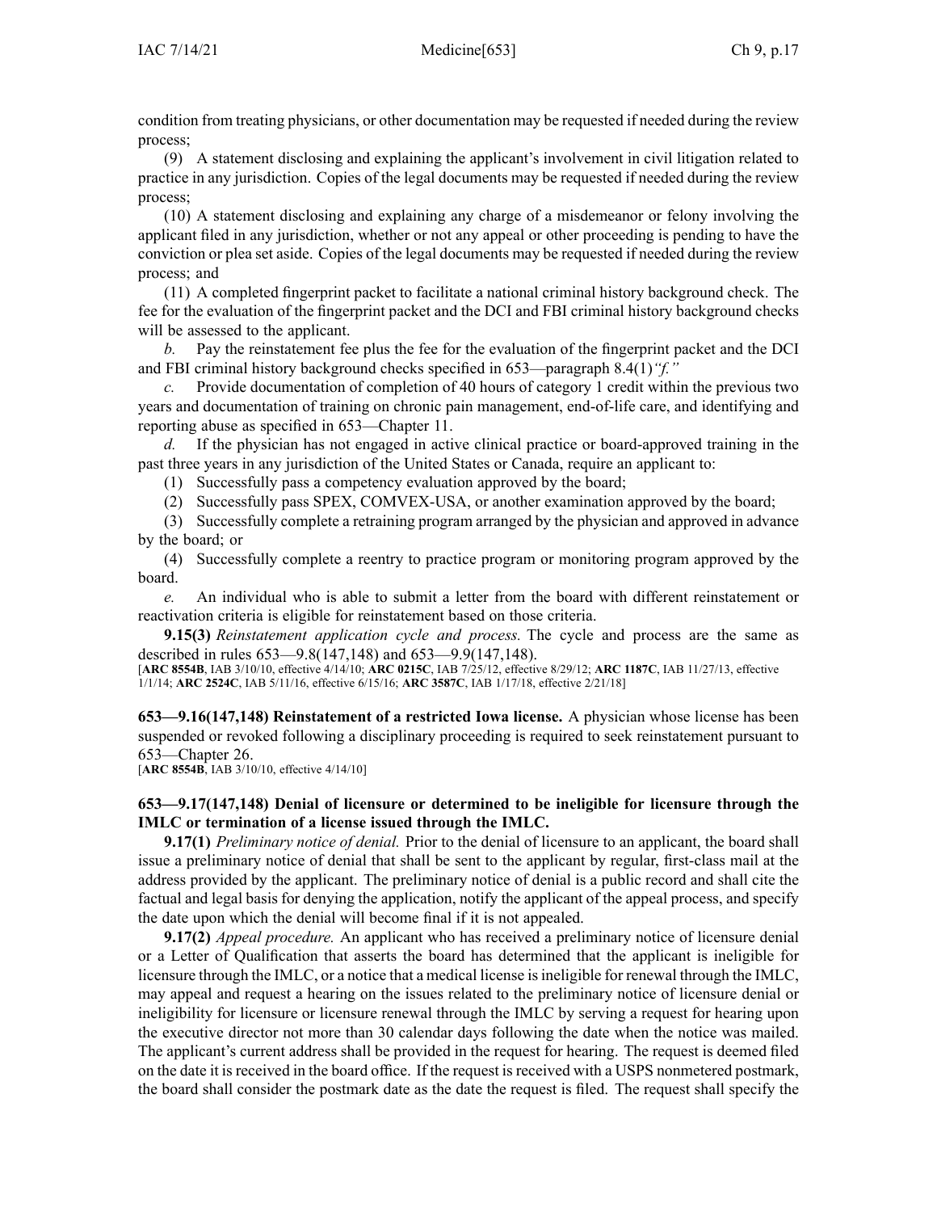condition from treating physicians, or other documentation may be requested if needed during the review process;

(9) A statement disclosing and explaining the applicant's involvement in civil litigation related to practice in any jurisdiction. Copies of the legal documents may be requested if needed during the review process;

(10) A statement disclosing and explaining any charge of a misdemeanor or felony involving the applicant filed in any jurisdiction, whether or not any appeal or other proceeding is pending to have the conviction or plea set aside. Copies of the legal documents may be requested if needed during the review process; and

(11) A completed fingerprint packet to facilitate a national criminal history background check. The fee for the evaluation of the fingerprint packet and the DCI and FBI criminal history background checks will be assessed to the applicant.

*b.* Pay the reinstatement fee plus the fee for the evaluation of the fingerprint packet and the DCI and FBI criminal history background checks specified in 653—paragraph 8.4(1)*"f."*

*c.* Provide documentation of completion of 40 hours of category 1 credit within the previous two years and documentation of training on chronic pain management, end-of-life care, and identifying and reporting abuse as specified in 653—Chapter 11.

*d.* If the physician has not engaged in active clinical practice or board-approved training in the past three years in any jurisdiction of the United States or Canada, require an applicant to:

(1) Successfully pass a competency evaluation approved by the board;

(2) Successfully pass SPEX, COMVEX-USA, or another examination approved by the board;

(3) Successfully complete a retraining program arranged by the physician and approved in advance by the board; or

(4) Successfully complete a reentry to practice program or monitoring program approved by the board.

*e.* An individual who is able to submit a letter from the board with different reinstatement or reactivation criteria is eligible for reinstatement based on those criteria.

**9.15(3)** *Reinstatement application cycle and process.* The cycle and process are the same as described in rules 653—9.8(147,148) and 653—9.9(147,148).

[**ARC 8554B**, IAB 3/10/10, effective 4/14/10; **ARC 0215C**, IAB 7/25/12, effective 8/29/12; **ARC 1187C**, IAB 11/27/13, effective 1/1/14; **ARC 2524C**, IAB 5/11/16, effective 6/15/16; **ARC 3587C**, IAB 1/17/18, effective 2/21/18]

**653—9.16(147,148) Reinstatement of a restricted Iowa license.** A physician whose license has been suspended or revoked following a disciplinary proceeding is required to seek reinstatement pursuant to 653—Chapter 26.

[**ARC 8554B**, IAB 3/10/10, effective 4/14/10]

**653—9.17(147,148) Denial of licensure or determined to be ineligible for licensure through the IMLC or termination of a license issued through the IMLC.**

**9.17(1)** *Preliminary notice of denial.* Prior to the denial of licensure to an applicant, the board shall issue a preliminary notice of denial that shall be sent to the applicant by regular, first-class mail at the address provided by the applicant. The preliminary notice of denial is a public record and shall cite the factual and legal basis for denying the application, notify the applicant of the appeal process, and specify the date upon which the denial will become final if it is not appealed.

**9.17(2)** *Appeal procedure.* An applicant who has received a preliminary notice of licensure denial or a Letter of Qualification that asserts the board has determined that the applicant is ineligible for licensure through the IMLC, or a notice that a medical license is ineligible for renewal through the IMLC, may appeal and request a hearing on the issues related to the preliminary notice of licensure denial or ineligibility for licensure or licensure renewal through the IMLC by serving a request for hearing upon the executive director not more than 30 calendar days following the date when the notice was mailed. The applicant's current address shall be provided in the request for hearing. The request is deemed filed on the date it is received in the board office. If the request is received with a USPS nonmetered postmark, the board shall consider the postmark date as the date the request is filed. The request shall specify the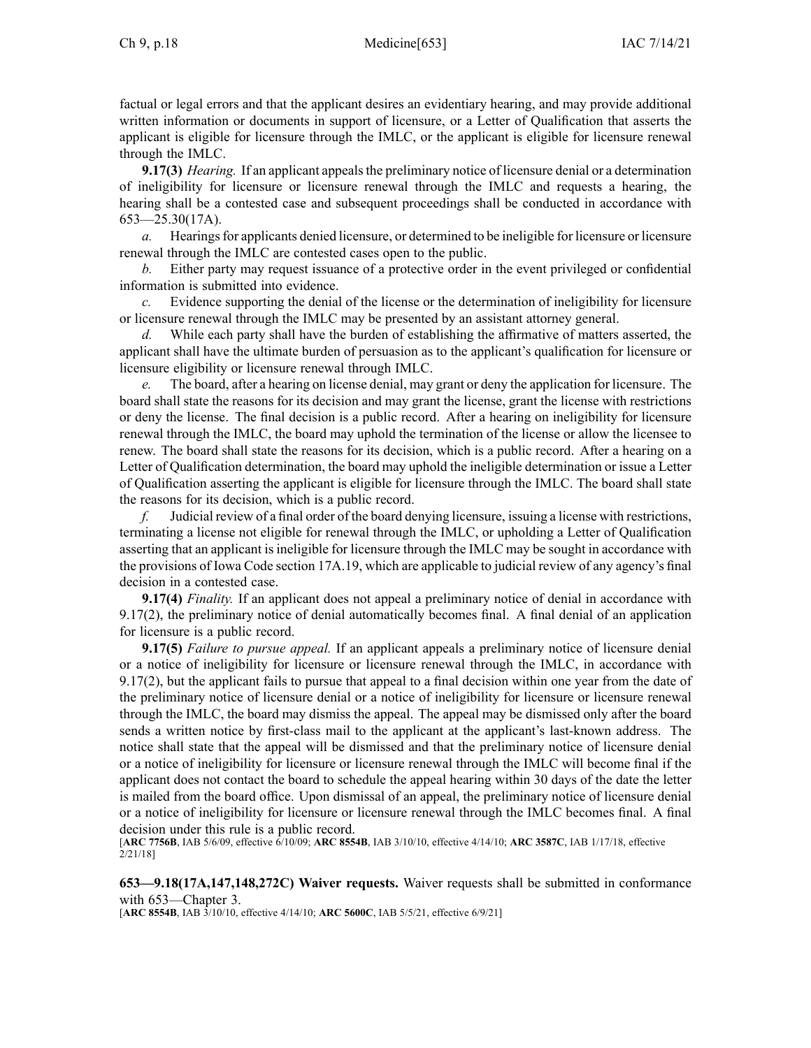factual or legal errors and that the applicant desires an evidentiary hearing, and may provide additional written information or documents in support of licensure, or a Letter of Qualification that asserts the applicant is eligible for licensure through the IMLC, or the applicant is eligible for licensure renewal through the IMLC.

**9.17(3)** *Hearing.* If an applicant appeals the preliminary notice of licensure denial or a determination of ineligibility for licensure or licensure renewal through the IMLC and requests a hearing, the hearing shall be a contested case and subsequent proceedings shall be conducted in accordance with 653—25.30(17A).

*a.* Hearings for applicants denied licensure, or determined to be ineligible for licensure or licensure renewal through the IMLC are contested cases open to the public.

*b.* Either party may request issuance of a protective order in the event privileged or confidential information is submitted into evidence.

*c.* Evidence supporting the denial of the license or the determination of ineligibility for licensure or licensure renewal through the IMLC may be presented by an assistant attorney general.

*d.* While each party shall have the burden of establishing the affirmative of matters asserted, the applicant shall have the ultimate burden of persuasion as to the applicant's qualification for licensure or licensure eligibility or licensure renewal through IMLC.

*e.* The board, after a hearing on license denial, may grant or deny the application for licensure. The board shall state the reasons for its decision and may grant the license, grant the license with restrictions or deny the license. The final decision is a public record. After a hearing on ineligibility for licensure renewal through the IMLC, the board may uphold the termination of the license or allow the licensee to renew. The board shall state the reasons for its decision, which is a public record. After a hearing on a Letter of Qualification determination, the board may uphold the ineligible determination or issue a Letter of Qualification asserting the applicant is eligible for licensure through the IMLC. The board shall state the reasons for its decision, which is a public record.

*f.* Judicial review of a final order of the board denying licensure, issuing a license with restrictions, terminating a license not eligible for renewal through the IMLC, or upholding a Letter of Qualification asserting that an applicant is ineligible for licensure through the IMLC may be sought in accordance with the provisions of Iowa Code section 17A.19, which are applicable to judicial review of any agency's final decision in a contested case.

**9.17(4)** *Finality.* If an applicant does not appeal a preliminary notice of denial in accordance with 9.17(2), the preliminary notice of denial automatically becomes final. A final denial of an application for licensure is a public record.

**9.17(5)** *Failure to pursue appeal.* If an applicant appeals a preliminary notice of licensure denial or a notice of ineligibility for licensure or licensure renewal through the IMLC, in accordance with 9.17(2), but the applicant fails to pursue that appeal to a final decision within one year from the date of the preliminary notice of licensure denial or a notice of ineligibility for licensure or licensure renewal through the IMLC, the board may dismiss the appeal. The appeal may be dismissed only after the board sends a written notice by first-class mail to the applicant at the applicant's last-known address. The notice shall state that the appeal will be dismissed and that the preliminary notice of licensure denial or a notice of ineligibility for licensure or licensure renewal through the IMLC will become final if the applicant does not contact the board to schedule the appeal hearing within 30 days of the date the letter is mailed from the board office. Upon dismissal of an appeal, the preliminary notice of licensure denial or a notice of ineligibility for licensure or licensure renewal through the IMLC becomes final. A final decision under this rule is a public record.

[**ARC 7756B**, IAB 5/6/09, effective 6/10/09; **ARC 8554B**, IAB 3/10/10, effective 4/14/10; **ARC 3587C**, IAB 1/17/18, effective 2/21/18]

**653—9.18(17A,147,148,272C) Waiver requests.** Waiver requests shall be submitted in conformance with 653—Chapter 3.

[**ARC 8554B**, IAB 3/10/10, effective 4/14/10; **ARC 5600C**, IAB 5/5/21, effective 6/9/21]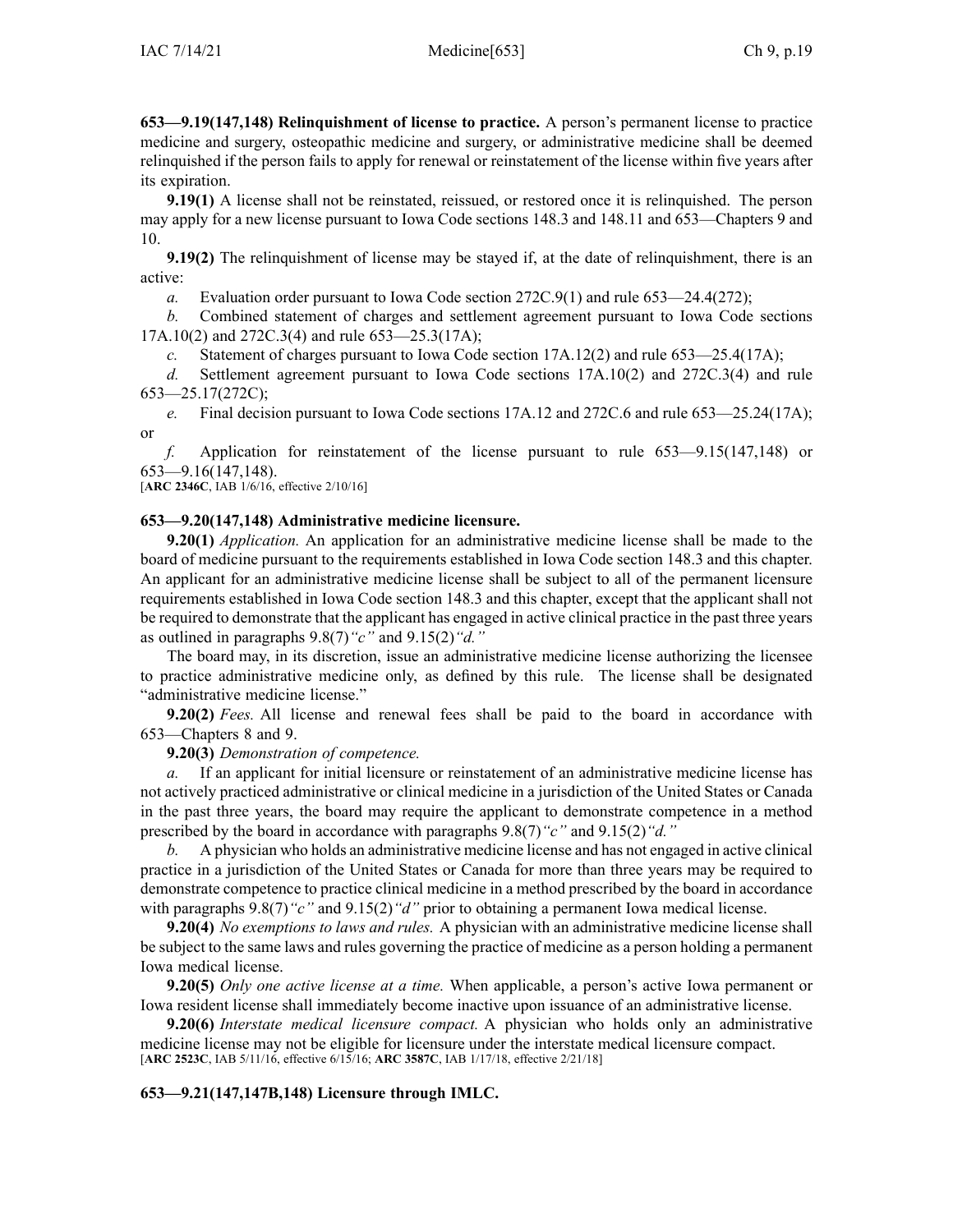**653—9.19(147,148) Relinquishment of license to practice.** A person's permanent license to practice medicine and surgery, osteopathic medicine and surgery, or administrative medicine shall be deemed relinquished if the person fails to apply for renewal or reinstatement of the license within five years after its expiration.

**9.19(1)** A license shall not be reinstated, reissued, or restored once it is relinquished. The person may apply for a new license pursuant to Iowa Code sections 148.3 and 148.11 and 653—Chapters 9 and 10.

**9.19(2)** The relinquishment of license may be stayed if, at the date of relinquishment, there is an active:

*a.* Evaluation order pursuant to Iowa Code section 272C.9(1) and rule 653—24.4(272);

*b.* Combined statement of charges and settlement agreement pursuant to Iowa Code sections 17A.10(2) and 272C.3(4) and rule 653—25.3(17A);

*c.* Statement of charges pursuant to Iowa Code section 17A.12(2) and rule 653—25.4(17A);

*d.* Settlement agreement pursuant to Iowa Code sections 17A.10(2) and 272C.3(4) and rule 653—25.17(272C);

*e.* Final decision pursuant to Iowa Code sections 17A.12 and 272C.6 and rule 653—25.24(17A); or

*f.* Application for reinstatement of the license pursuant to rule 653—9.15(147,148) or 653—9.16(147,148).

[**ARC 2346C**, IAB 1/6/16, effective 2/10/16]

**653—9.20(147,148) Administrative medicine licensure.**

**9.20(1)** *Application.* An application for an administrative medicine license shall be made to the board of medicine pursuant to the requirements established in Iowa Code section 148.3 and this chapter. An applicant for an administrative medicine license shall be subject to all of the permanent licensure requirements established in Iowa Code section 148.3 and this chapter, except that the applicant shall not be required to demonstrate that the applicant has engaged in active clinical practice in the past three years as outlined in paragraphs 9.8(7)*"c"* and 9.15(2)*"d."*

The board may, in its discretion, issue an administrative medicine license authorizing the licensee to practice administrative medicine only, as defined by this rule. The license shall be designated "administrative medicine license."

**9.20(2)** *Fees.* All license and renewal fees shall be paid to the board in accordance with 653—Chapters 8 and 9.

**9.20(3)** *Demonstration of competence.*

*a.* If an applicant for initial licensure or reinstatement of an administrative medicine license has not actively practiced administrative or clinical medicine in a jurisdiction of the United States or Canada in the past three years, the board may require the applicant to demonstrate competence in a method prescribed by the board in accordance with paragraphs 9.8(7)*"c"* and 9.15(2)*"d."*

*b.* A physician who holds an administrative medicine license and has not engaged in active clinical practice in a jurisdiction of the United States or Canada for more than three years may be required to demonstrate competence to practice clinical medicine in a method prescribed by the board in accordance with paragraphs 9.8(7)*"c"* and 9.15(2)*"d"* prior to obtaining a permanent Iowa medical license.

**9.20(4)** *No exemptions to laws and rules.* A physician with an administrative medicine license shall be subject to the same laws and rules governing the practice of medicine as a person holding a permanent Iowa medical license.

**9.20(5)** *Only one active license at a time.* When applicable, a person's active Iowa permanent or Iowa resident license shall immediately become inactive upon issuance of an administrative license.

**9.20(6)** *Interstate medical licensure compact.* A physician who holds only an administrative medicine license may not be eligible for licensure under the interstate medical licensure compact.

[**ARC 2523C**, IAB 5/11/16, effective 6/15/16; **ARC 3587C**, IAB 1/17/18, effective 2/21/18]

**653—9.21(147,147B,148) Licensure through IMLC.**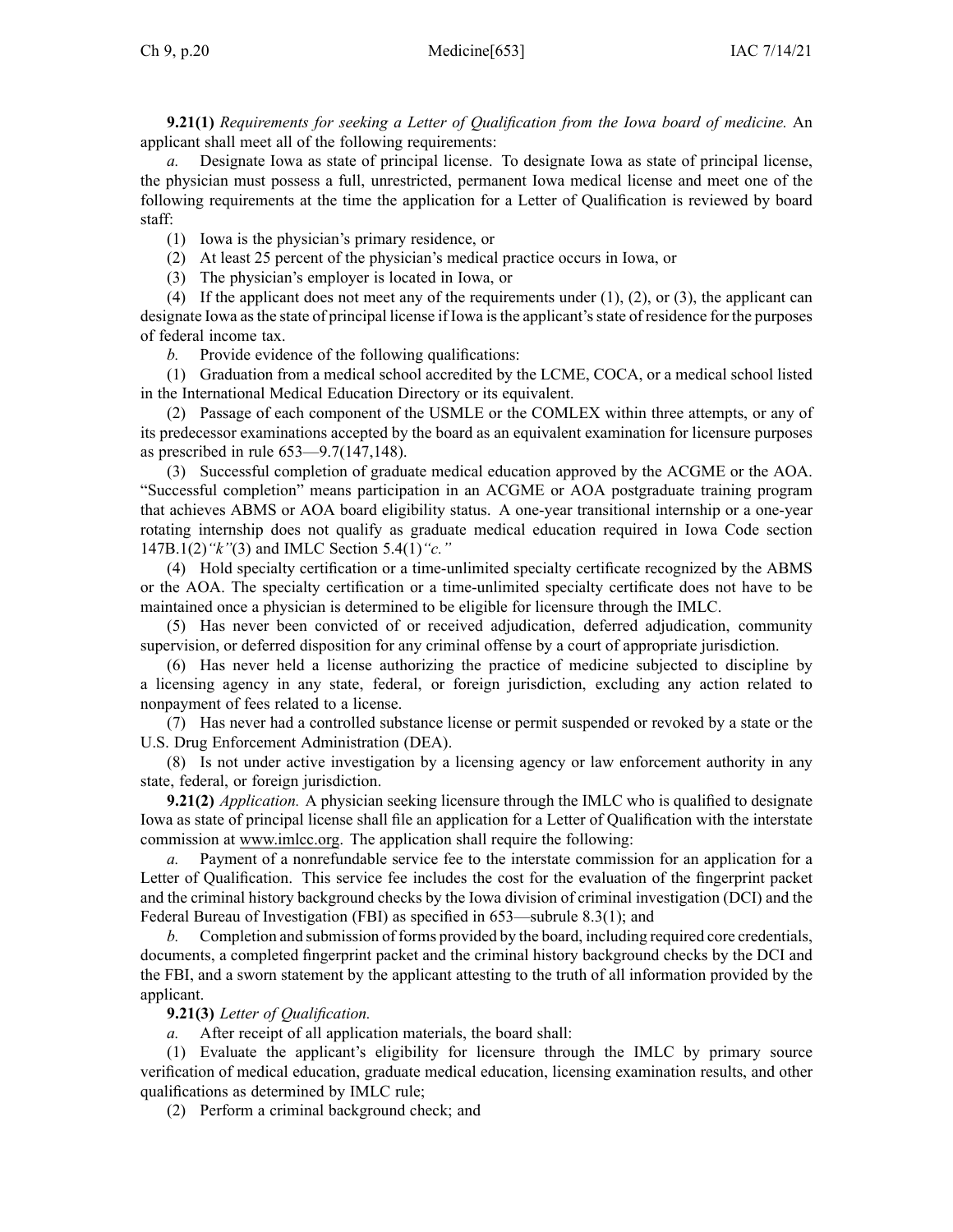**9.21(1)** *Requirements for seeking a Letter of Qualification from the Iowa board of medicine.* An applicant shall meet all of the following requirements:

*a.* Designate Iowa as state of principal license. To designate Iowa as state of principal license, the physician must possess a full, unrestricted, permanent Iowa medical license and meet one of the following requirements at the time the application for a Letter of Qualification is reviewed by board staff:

(1) Iowa is the physician's primary residence, or

(2) At least 25 percent of the physician's medical practice occurs in Iowa, or

(3) The physician's employer is located in Iowa, or

(4) If the applicant does not meet any of the requirements under (1), (2), or (3), the applicant can designate Iowa as the state of principal license if Iowa is the applicant's state of residence for the purposes of federal income tax.

*b.* Provide evidence of the following qualifications:

(1) Graduation from a medical school accredited by the LCME, COCA, or a medical school listed in the International Medical Education Directory or its equivalent.

(2) Passage of each component of the USMLE or the COMLEX within three attempts, or any of its predecessor examinations accepted by the board as an equivalent examination for licensure purposes as prescribed in rule 653—9.7(147,148).

(3) Successful completion of graduate medical education approved by the ACGME or the AOA. "Successful completion" means participation in an ACGME or AOA postgraduate training program that achieves ABMS or AOA board eligibility status. A one-year transitional internship or a one-year rotating internship does not qualify as graduate medical education required in Iowa Code section 147B.1(2)*"k"*(3) and IMLC Section 5.4(1)*"c."*

(4) Hold specialty certification or a time-unlimited specialty certificate recognized by the ABMS or the AOA. The specialty certification or a time-unlimited specialty certificate does not have to be maintained once a physician is determined to be eligible for licensure through the IMLC.

(5) Has never been convicted of or received adjudication, deferred adjudication, community supervision, or deferred disposition for any criminal offense by a court of appropriate jurisdiction.

(6) Has never held a license authorizing the practice of medicine subjected to discipline by a licensing agency in any state, federal, or foreign jurisdiction, excluding any action related to nonpayment of fees related to a license.

(7) Has never had a controlled substance license or permit suspended or revoked by a state or the U.S. Drug Enforcement Administration (DEA).

(8) Is not under active investigation by a licensing agency or law enforcement authority in any state, federal, or foreign jurisdiction.

**9.21(2)** *Application.* A physician seeking licensure through the IMLC who is qualified to designate Iowa as state of principal license shall file an application for a Letter of Qualification with the interstate commission at www.imlcc.org. The application shall require the following:

*a.* Payment of a nonrefundable service fee to the interstate commission for an application for a Letter of Qualification. This service fee includes the cost for the evaluation of the fingerprint packet and the criminal history background checks by the Iowa division of criminal investigation (DCI) and the Federal Bureau of Investigation (FBI) as specified in 653—subrule 8.3(1); and

*b.* Completion and submission of forms provided by the board, including required core credentials, documents, a completed fingerprint packet and the criminal history background checks by the DCI and the FBI, and a sworn statement by the applicant attesting to the truth of all information provided by the applicant.

**9.21(3)** *Letter of Qualification.*

*a.* After receipt of all application materials, the board shall:

(1) Evaluate the applicant's eligibility for licensure through the IMLC by primary source verification of medical education, graduate medical education, licensing examination results, and other qualifications as determined by IMLC rule;

(2) Perform a criminal background check; and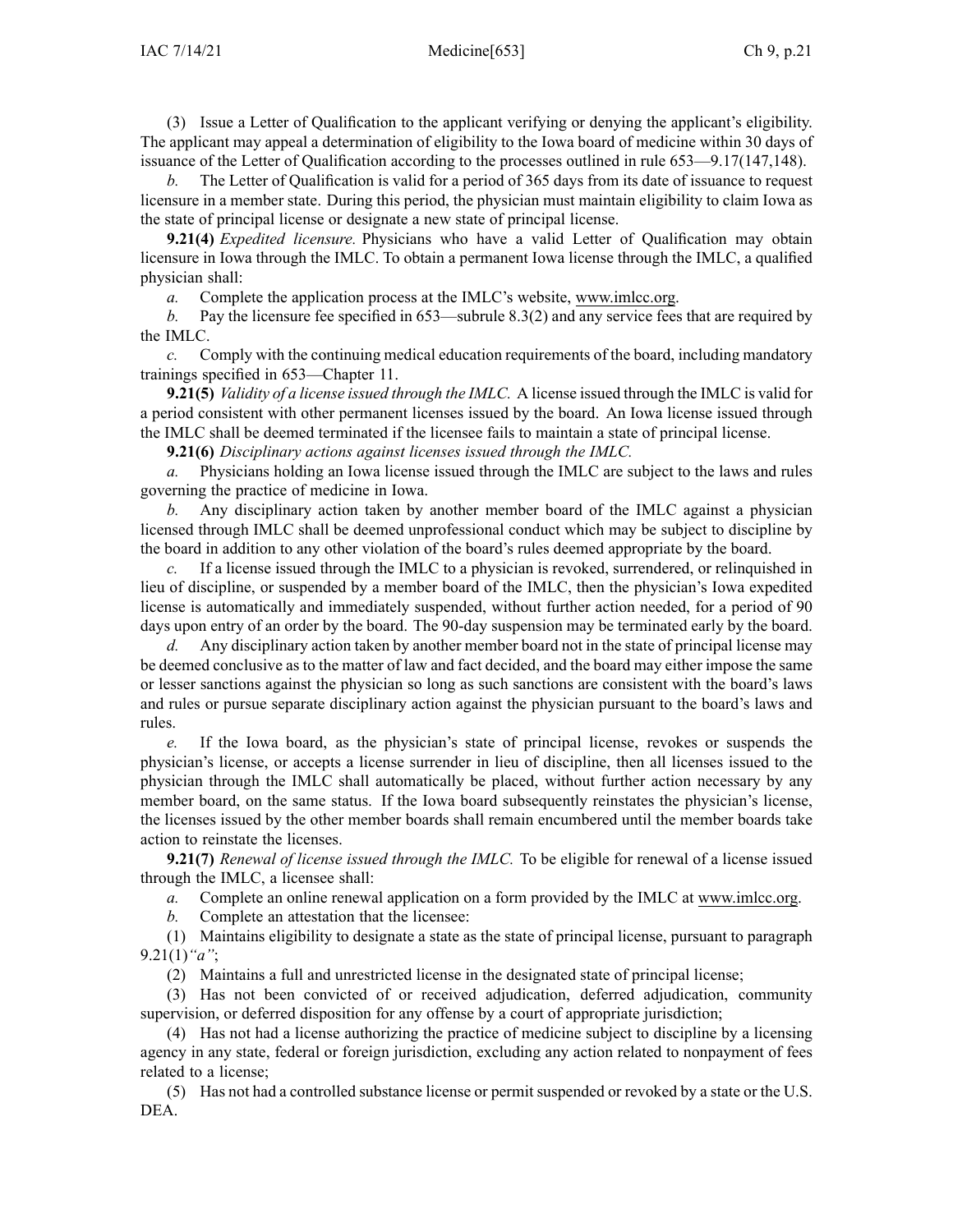(3) Issue a Letter of Qualification to the applicant verifying or denying the applicant's eligibility. The applicant may appeal a determination of eligibility to the Iowa board of medicine within 30 days of issuance of the Letter of Qualification according to the processes outlined in rule 653—9.17(147,148).

*b.* The Letter of Qualification is valid for a period of 365 days from its date of issuance to request licensure in a member state. During this period, the physician must maintain eligibility to claim Iowa as the state of principal license or designate a new state of principal license.

**9.21(4)** *Expedited licensure.* Physicians who have a valid Letter of Qualification may obtain licensure in Iowa through the IMLC. To obtain a permanent Iowa license through the IMLC, a qualified physician shall:

*a.* Complete the application process at the IMLC's website, www.imlcc.org.

*b.* Pay the licensure fee specified in 653—subrule 8.3(2) and any service fees that are required by the IMLC.

*c.* Comply with the continuing medical education requirements of the board, including mandatory trainings specified in 653—Chapter 11.

**9.21(5)** *Validity of a license issued through the IMLC.* A license issued through the IMLC is valid for a period consistent with other permanent licenses issued by the board. An Iowa license issued through the IMLC shall be deemed terminated if the licensee fails to maintain a state of principal license.

**9.21(6)** *Disciplinary actions against licenses issued through the IMLC.*

*a.* Physicians holding an Iowa license issued through the IMLC are subject to the laws and rules governing the practice of medicine in Iowa.

*b.* Any disciplinary action taken by another member board of the IMLC against a physician licensed through IMLC shall be deemed unprofessional conduct which may be subject to discipline by the board in addition to any other violation of the board's rules deemed appropriate by the board.

*c.* If a license issued through the IMLC to a physician is revoked, surrendered, or relinquished in lieu of discipline, or suspended by a member board of the IMLC, then the physician's Iowa expedited license is automatically and immediately suspended, without further action needed, for a period of 90 days upon entry of an order by the board. The 90-day suspension may be terminated early by the board.

*d.* Any disciplinary action taken by another member board not in the state of principal license may be deemed conclusive as to the matter of law and fact decided, and the board may either impose the same or lesser sanctions against the physician so long as such sanctions are consistent with the board's laws and rules or pursue separate disciplinary action against the physician pursuant to the board's laws and rules.

*e.* If the Iowa board, as the physician's state of principal license, revokes or suspends the physician's license, or accepts a license surrender in lieu of discipline, then all licenses issued to the physician through the IMLC shall automatically be placed, without further action necessary by any member board, on the same status. If the Iowa board subsequently reinstates the physician's license, the licenses issued by the other member boards shall remain encumbered until the member boards take action to reinstate the licenses.

**9.21(7)** *Renewal of license issued through the IMLC.* To be eligible for renewal of a license issued through the IMLC, a licensee shall:

*a.* Complete an online renewal application on a form provided by the IMLC at www.imlcc.org.

*b.* Complete an attestation that the licensee:

(1) Maintains eligibility to designate a state as the state of principal license, pursuant to paragraph 9.21(1)*"a"*;

(2) Maintains a full and unrestricted license in the designated state of principal license;

(3) Has not been convicted of or received adjudication, deferred adjudication, community supervision, or deferred disposition for any offense by a court of appropriate jurisdiction;

(4) Has not had a license authorizing the practice of medicine subject to discipline by a licensing agency in any state, federal or foreign jurisdiction, excluding any action related to nonpayment of fees related to a license;

(5) Has not had a controlled substance license or permit suspended or revoked by a state or the U.S. DEA.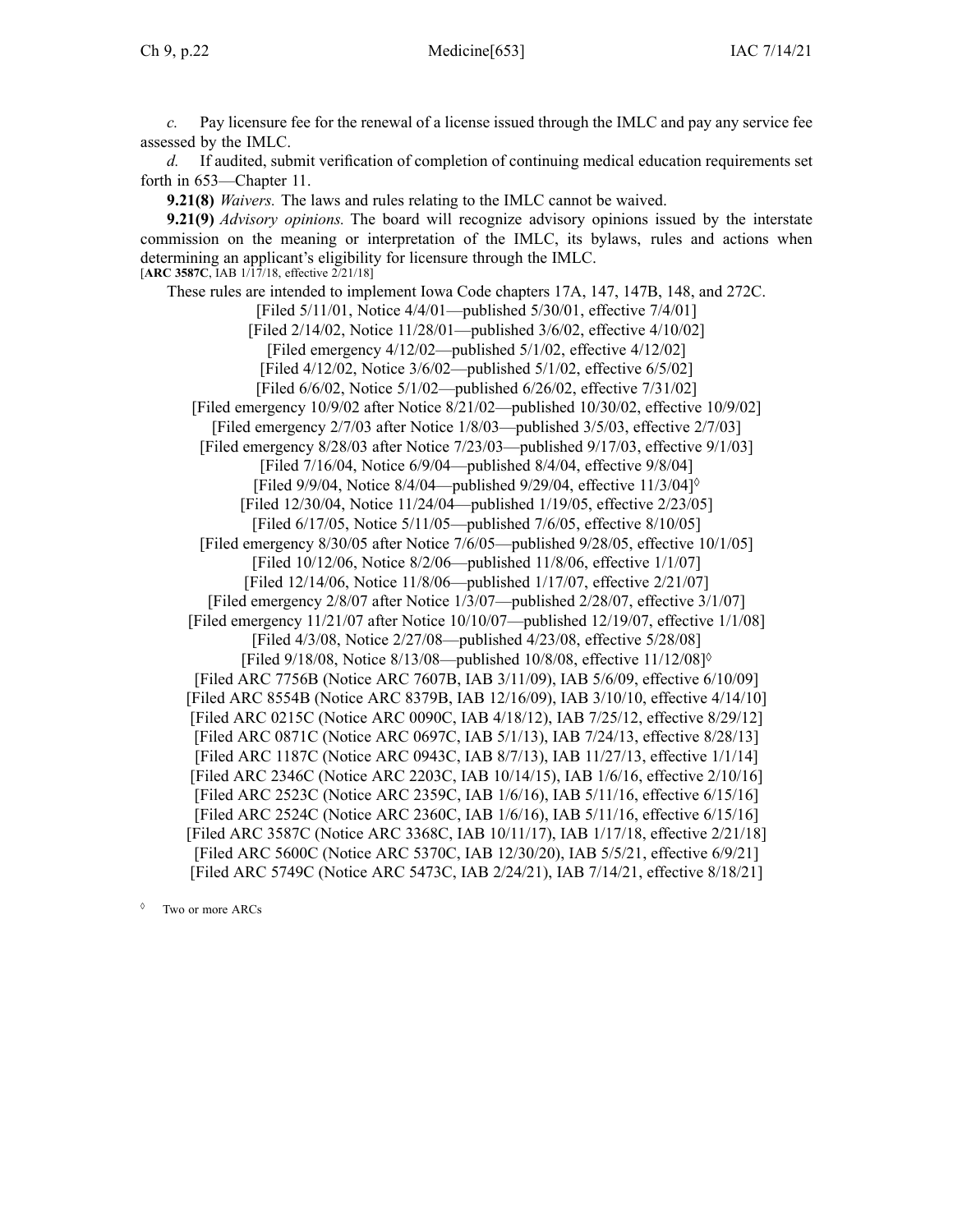*c.* Pay licensure fee for the renewal of a license issued through the IMLC and pay any service fee assessed by the IMLC.

*d.* If audited, submit verification of completion of continuing medical education requirements set forth in 653—Chapter 11.

**9.21(8)** *Waivers.* The laws and rules relating to the IMLC cannot be waived.

**9.21(9)** *Advisory opinions.* The board will recognize advisory opinions issued by the interstate commission on the meaning or interpretation of the IMLC, its bylaws, rules and actions when determining an applicant's eligibility for licensure through the IMLC.

[**ARC 3587C**, IAB 1/17/18, effective 2/21/18]

These rules are intended to implement Iowa Code chapters 17A, 147, 147B, 148, and 272C.

[Filed 5/11/01, Notice 4/4/01—published 5/30/01, effective 7/4/01]
[Filed 2/14/02, Notice 11/28/01—published 3/6/02, effective 4/10/02]
[Filed emergency 4/12/02—published 5/1/02, effective 4/12/02]
[Filed 4/12/02, Notice 3/6/02—published 5/1/02, effective 6/5/02]
[Filed 6/6/02, Notice 5/1/02—published 6/26/02, effective 7/31/02]
[Filed emergency 10/9/02 after Notice 8/21/02—published 10/30/02, effective 10/9/02]
[Filed emergency 2/7/03 after Notice 1/8/03—published 3/5/03, effective 2/7/03]
[Filed emergency 8/28/03 after Notice 7/23/03—published 9/17/03, effective 9/1/03]
[Filed 7/16/04, Notice 6/9/04—published 8/4/04, effective 9/8/04]
[Filed 9/9/04, Notice 8/4/04—published 9/29/04, effective 11/3/04]◊
[Filed 12/30/04, Notice 11/24/04—published 1/19/05, effective 2/23/05]
[Filed 6/17/05, Notice 5/11/05—published 7/6/05, effective 8/10/05]
[Filed emergency 8/30/05 after Notice 7/6/05—published 9/28/05, effective 10/1/05]
[Filed 10/12/06, Notice 8/2/06—published 11/8/06, effective 1/1/07]
[Filed 12/14/06, Notice 11/8/06—published 1/17/07, effective 2/21/07]
[Filed emergency 2/8/07 after Notice 1/3/07—published 2/28/07, effective 3/1/07]
[Filed emergency 11/21/07 after Notice 10/10/07—published 12/19/07, effective 1/1/08]
[Filed 4/3/08, Notice 2/27/08—published 4/23/08, effective 5/28/08]
[Filed 9/18/08, Notice 8/13/08—published 10/8/08, effective 11/12/08]◊
[Filed ARC 7756B (Notice ARC 7607B, IAB 3/11/09), IAB 5/6/09, effective 6/10/09]
[Filed ARC 8554B (Notice ARC 8379B, IAB 12/16/09), IAB 3/10/10, effective 4/14/10]
[Filed ARC 0215C (Notice ARC 0090C, IAB 4/18/12), IAB 7/25/12, effective 8/29/12]
[Filed ARC 0871C (Notice ARC 0697C, IAB 5/1/13), IAB 7/24/13, effective 8/28/13]
[Filed ARC 1187C (Notice ARC 0943C, IAB 8/7/13), IAB 11/27/13, effective 1/1/14]
[Filed ARC 2346C (Notice ARC 2203C, IAB 10/14/15), IAB 1/6/16, effective 2/10/16]
[Filed ARC 2523C (Notice ARC 2359C, IAB 1/6/16), IAB 5/11/16, effective 6/15/16]
[Filed ARC 2524C (Notice ARC 2360C, IAB 1/6/16), IAB 5/11/16, effective 6/15/16]
[Filed ARC 3587C (Notice ARC 3368C, IAB 10/11/17), IAB 1/17/18, effective 2/21/18]
[Filed ARC 5600C (Notice ARC 5370C, IAB 12/30/20), IAB 5/5/21, effective 6/9/21]
[Filed ARC 5749C (Notice ARC 5473C, IAB 2/24/21), IAB 7/14/21, effective 8/18/21]

◊ Two or more ARCs